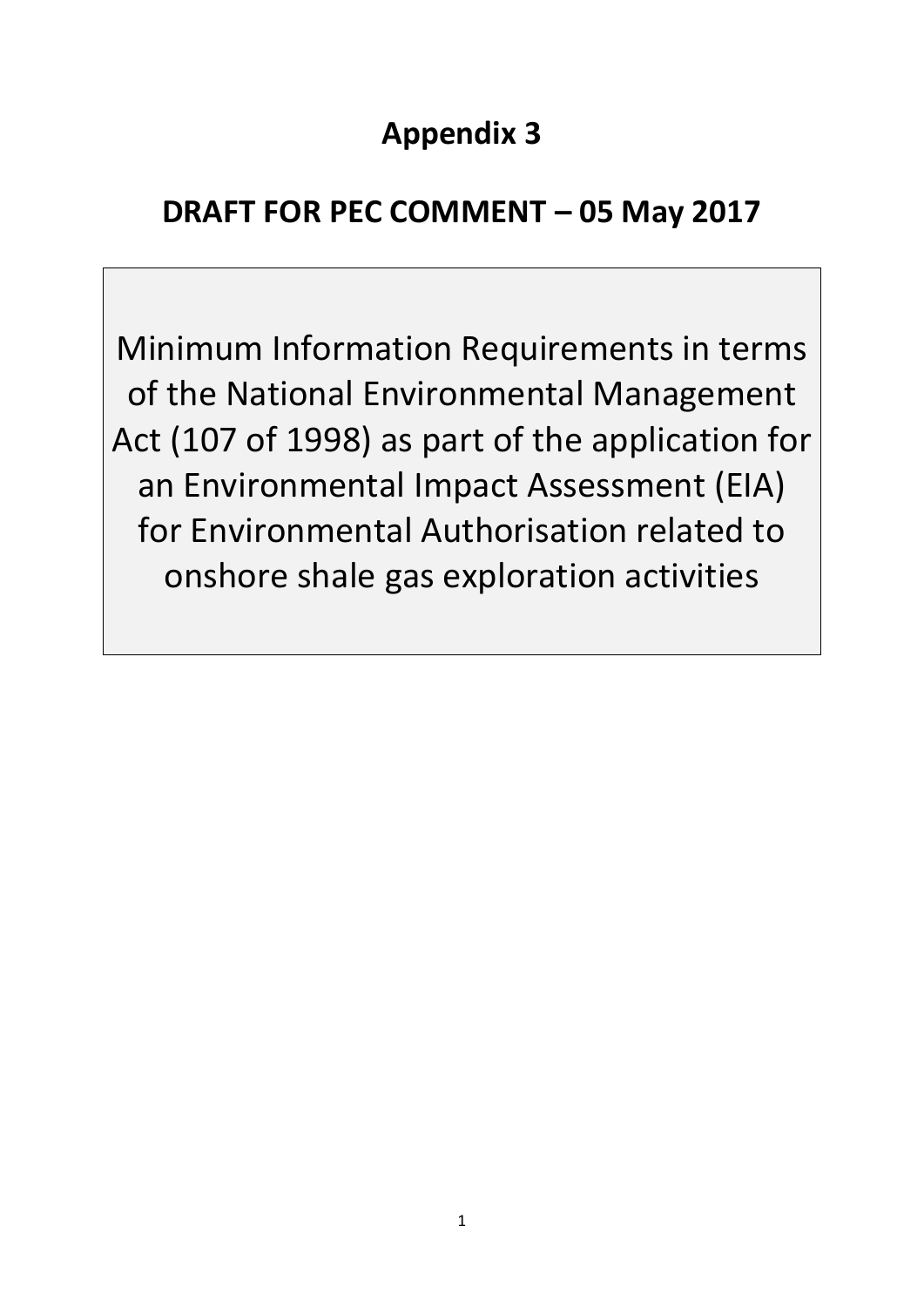# Appendix 3

## DRAFT FOR PEC COMMENT – 05 May 2017

Minimum Information Requirements in terms of the National Environmental Management Act (107 of 1998) as part of the application for an Environmental Impact Assessment (EIA) for Environmental Authorisation related to onshore shale gas exploration activities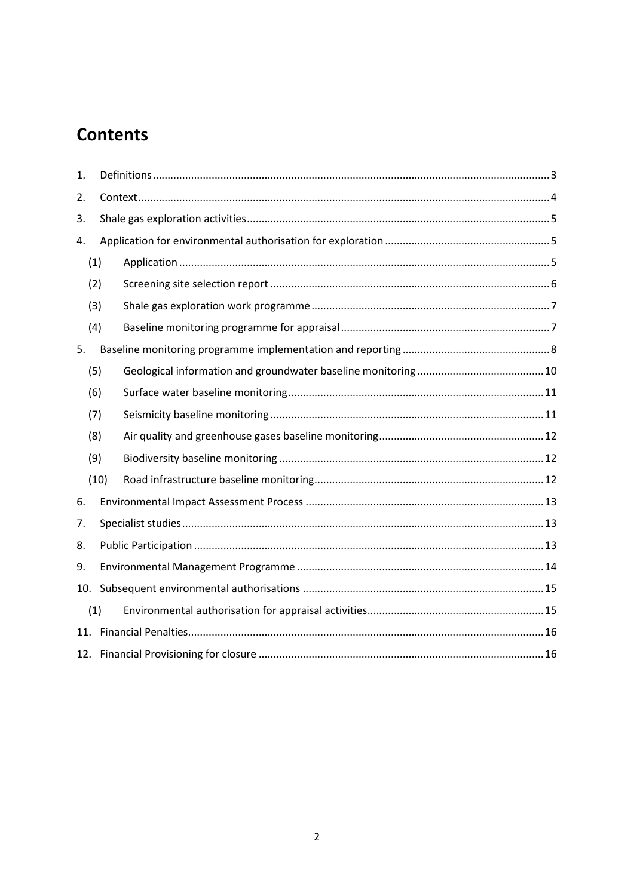# Contents

1. Definitions ..... 3
2. Context ..... 4
3. Shale gas exploration activities ..... 5
4. Application for environmental authorisation for exploration ..... 5
   - (1) Application ..... 5
   - (2) Screening site selection report ..... 6
   - (3) Shale gas exploration work programme ..... 7
   - (4) Baseline monitoring programme for appraisal ..... 7
5. Baseline monitoring programme implementation and reporting ..... 8
   - (5) Geological information and groundwater baseline monitoring ..... 10
   - (6) Surface water baseline monitoring ..... 11
   - (7) Seismicity baseline monitoring ..... 11
   - (8) Air quality and greenhouse gases baseline monitoring ..... 12
   - (9) Biodiversity baseline monitoring ..... 12
   - (10) Road infrastructure baseline monitoring ..... 12
6. Environmental Impact Assessment Process ..... 13
7. Specialist studies ..... 13
8. Public Participation ..... 13
9. Environmental Management Programme ..... 14
10. Subsequent environmental authorisations ..... 15
    - (1) Environmental authorisation for appraisal activities ..... 15
11. Financial Penalties ..... 16
12. Financial Provisioning for closure ..... 16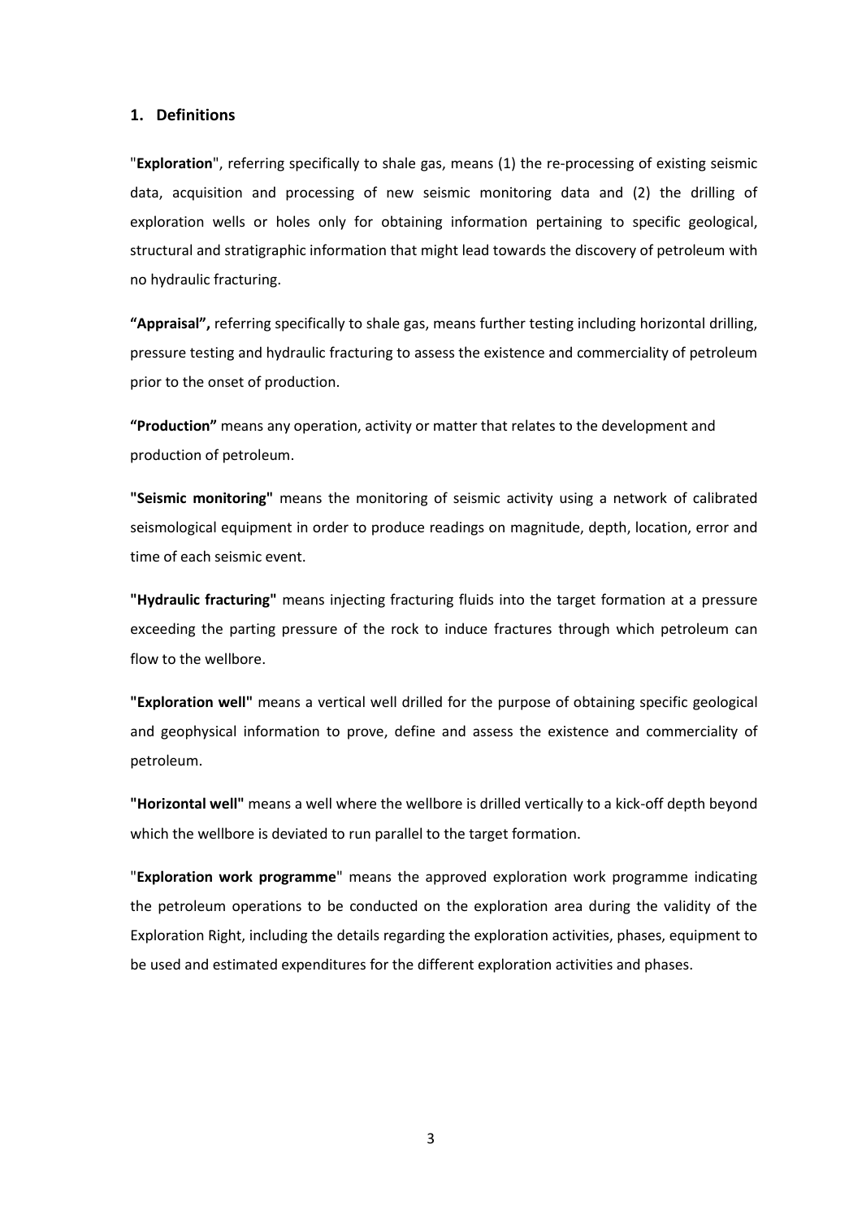## 1. Definitions

"**Exploration**", referring specifically to shale gas, means (1) the re-processing of existing seismic data, acquisition and processing of new seismic monitoring data and (2) the drilling of exploration wells or holes only for obtaining information pertaining to specific geological, structural and stratigraphic information that might lead towards the discovery of petroleum with no hydraulic fracturing.

**"Appraisal",** referring specifically to shale gas, means further testing including horizontal drilling, pressure testing and hydraulic fracturing to assess the existence and commerciality of petroleum prior to the onset of production.

**"Production"** means any operation, activity or matter that relates to the development and production of petroleum.

**"Seismic monitoring"** means the monitoring of seismic activity using a network of calibrated seismological equipment in order to produce readings on magnitude, depth, location, error and time of each seismic event.

**"Hydraulic fracturing"** means injecting fracturing fluids into the target formation at a pressure exceeding the parting pressure of the rock to induce fractures through which petroleum can flow to the wellbore.

**"Exploration well"** means a vertical well drilled for the purpose of obtaining specific geological and geophysical information to prove, define and assess the existence and commerciality of petroleum.

**"Horizontal well"** means a well where the wellbore is drilled vertically to a kick-off depth beyond which the wellbore is deviated to run parallel to the target formation.

"**Exploration work programme**" means the approved exploration work programme indicating the petroleum operations to be conducted on the exploration area during the validity of the Exploration Right, including the details regarding the exploration activities, phases, equipment to be used and estimated expenditures for the different exploration activities and phases.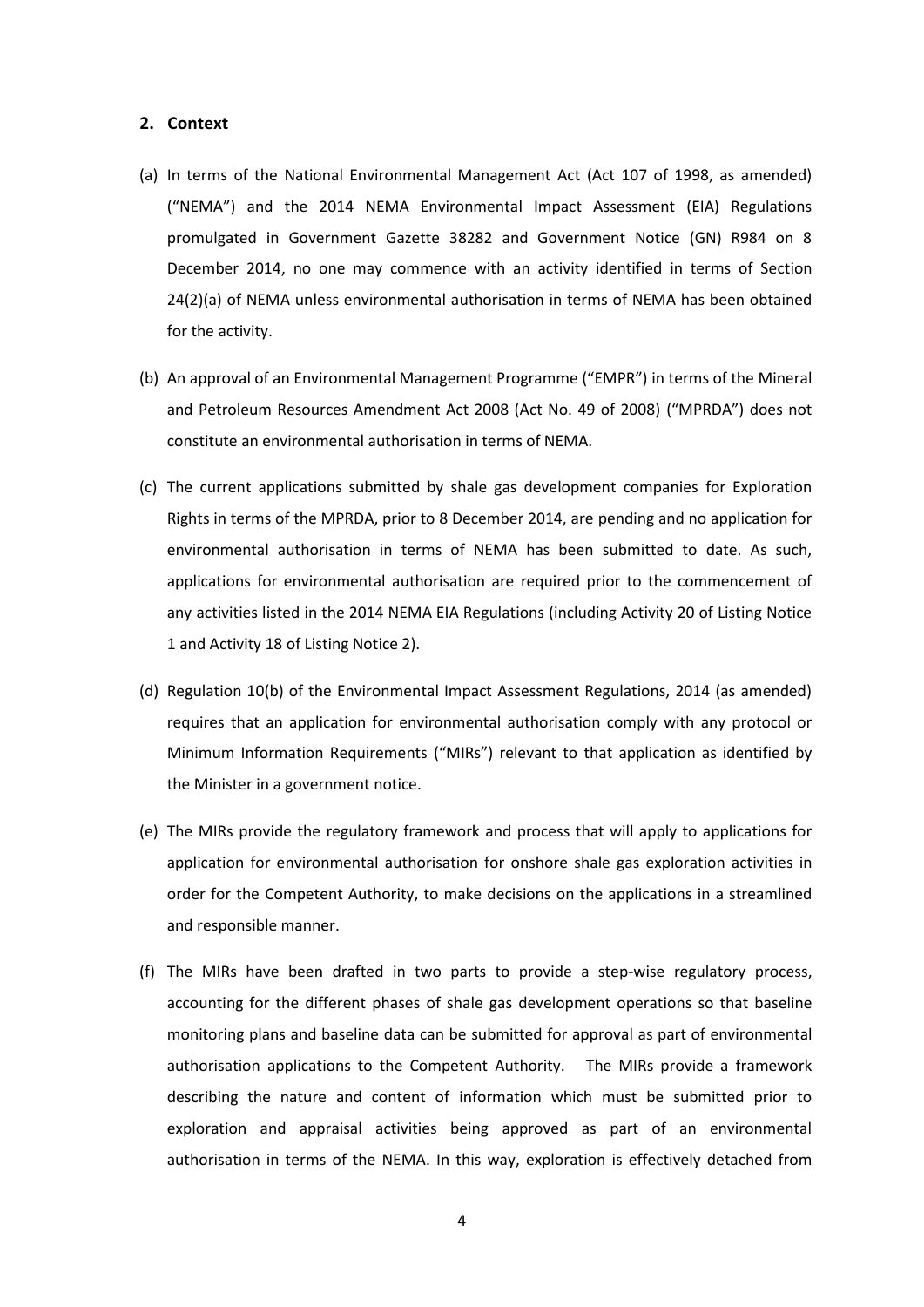## 2. Context

(a) In terms of the National Environmental Management Act (Act 107 of 1998, as amended) ("NEMA") and the 2014 NEMA Environmental Impact Assessment (EIA) Regulations promulgated in Government Gazette 38282 and Government Notice (GN) R984 on 8 December 2014, no one may commence with an activity identified in terms of Section 24(2)(a) of NEMA unless environmental authorisation in terms of NEMA has been obtained for the activity.

(b) An approval of an Environmental Management Programme ("EMPR") in terms of the Mineral and Petroleum Resources Amendment Act 2008 (Act No. 49 of 2008) ("MPRDA") does not constitute an environmental authorisation in terms of NEMA.

(c) The current applications submitted by shale gas development companies for Exploration Rights in terms of the MPRDA, prior to 8 December 2014, are pending and no application for environmental authorisation in terms of NEMA has been submitted to date. As such, applications for environmental authorisation are required prior to the commencement of any activities listed in the 2014 NEMA EIA Regulations (including Activity 20 of Listing Notice 1 and Activity 18 of Listing Notice 2).

(d) Regulation 10(b) of the Environmental Impact Assessment Regulations, 2014 (as amended) requires that an application for environmental authorisation comply with any protocol or Minimum Information Requirements ("MIRs") relevant to that application as identified by the Minister in a government notice.

(e) The MIRs provide the regulatory framework and process that will apply to applications for application for environmental authorisation for onshore shale gas exploration activities in order for the Competent Authority, to make decisions on the applications in a streamlined and responsible manner.

(f) The MIRs have been drafted in two parts to provide a step-wise regulatory process, accounting for the different phases of shale gas development operations so that baseline monitoring plans and baseline data can be submitted for approval as part of environmental authorisation applications to the Competent Authority. The MIRs provide a framework describing the nature and content of information which must be submitted prior to exploration and appraisal activities being approved as part of an environmental authorisation in terms of the NEMA. In this way, exploration is effectively detached from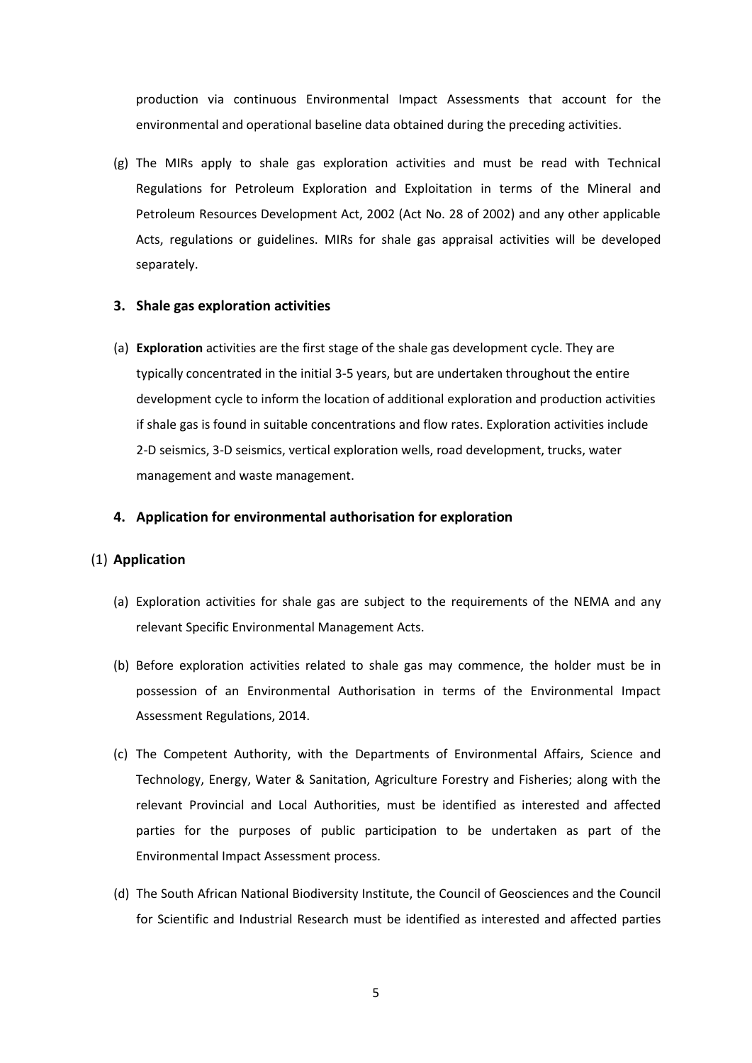production via continuous Environmental Impact Assessments that account for the environmental and operational baseline data obtained during the preceding activities.

(g) The MIRs apply to shale gas exploration activities and must be read with Technical Regulations for Petroleum Exploration and Exploitation in terms of the Mineral and Petroleum Resources Development Act, 2002 (Act No. 28 of 2002) and any other applicable Acts, regulations or guidelines. MIRs for shale gas appraisal activities will be developed separately.

### 3. Shale gas exploration activities

(a) **Exploration** activities are the first stage of the shale gas development cycle. They are typically concentrated in the initial 3-5 years, but are undertaken throughout the entire development cycle to inform the location of additional exploration and production activities if shale gas is found in suitable concentrations and flow rates. Exploration activities include 2-D seismics, 3-D seismics, vertical exploration wells, road development, trucks, water management and waste management.

### 4. Application for environmental authorisation for exploration

#### (1) Application

(a) Exploration activities for shale gas are subject to the requirements of the NEMA and any relevant Specific Environmental Management Acts.

(b) Before exploration activities related to shale gas may commence, the holder must be in possession of an Environmental Authorisation in terms of the Environmental Impact Assessment Regulations, 2014.

(c) The Competent Authority, with the Departments of Environmental Affairs, Science and Technology, Energy, Water & Sanitation, Agriculture Forestry and Fisheries; along with the relevant Provincial and Local Authorities, must be identified as interested and affected parties for the purposes of public participation to be undertaken as part of the Environmental Impact Assessment process.

(d) The South African National Biodiversity Institute, the Council of Geosciences and the Council for Scientific and Industrial Research must be identified as interested and affected parties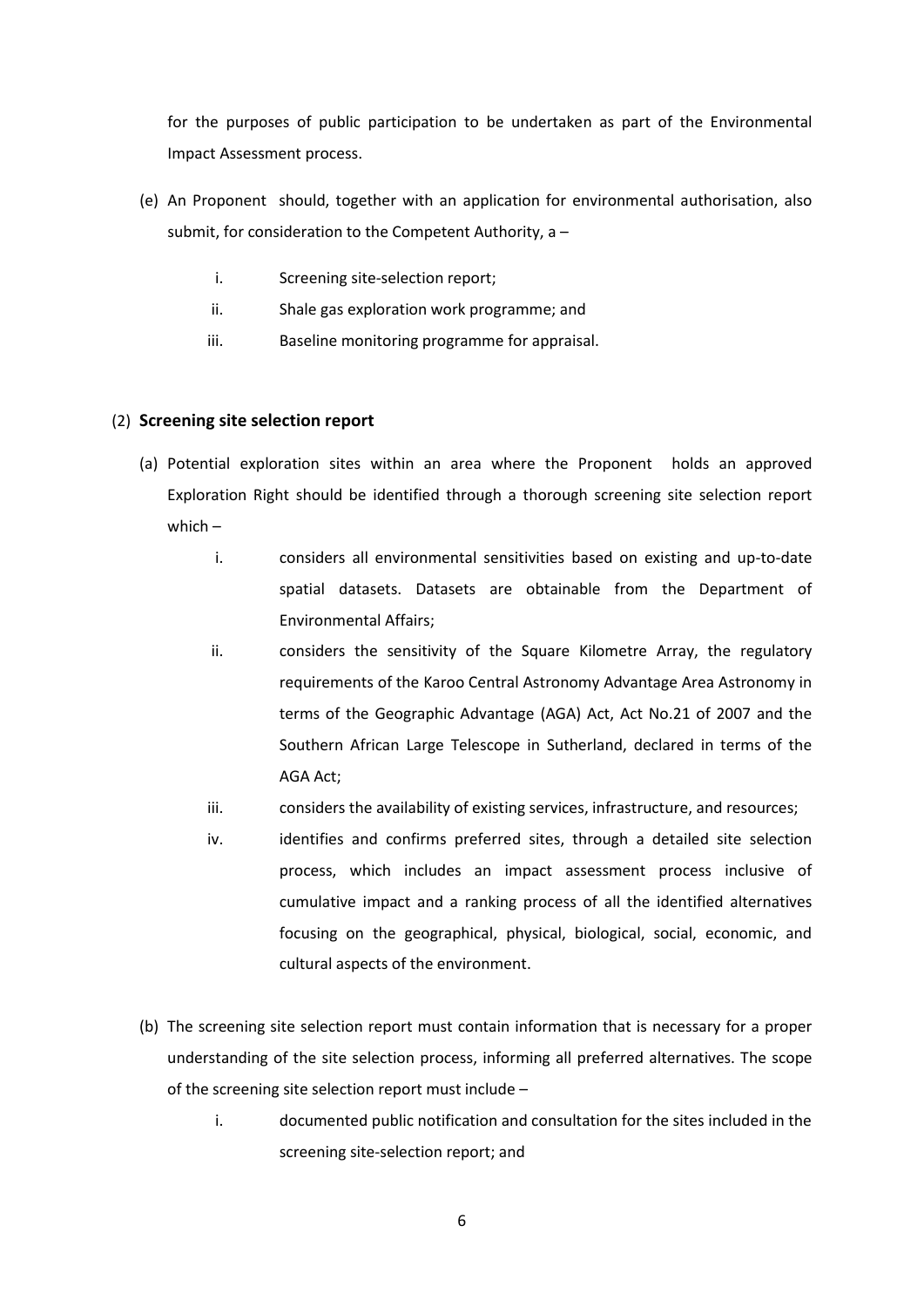for the purposes of public participation to be undertaken as part of the Environmental Impact Assessment process.

(e) An Proponent should, together with an application for environmental authorisation, also submit, for consideration to the Competent Authority, a –

  i. Screening site-selection report;
  ii. Shale gas exploration work programme; and
  iii. Baseline monitoring programme for appraisal.

(2) **Screening site selection report**

(a) Potential exploration sites within an area where the Proponent holds an approved Exploration Right should be identified through a thorough screening site selection report which –

  i. considers all environmental sensitivities based on existing and up-to-date spatial datasets. Datasets are obtainable from the Department of Environmental Affairs;
  ii. considers the sensitivity of the Square Kilometre Array, the regulatory requirements of the Karoo Central Astronomy Advantage Area Astronomy in terms of the Geographic Advantage (AGA) Act, Act No.21 of 2007 and the Southern African Large Telescope in Sutherland, declared in terms of the AGA Act;
  iii. considers the availability of existing services, infrastructure, and resources;
  iv. identifies and confirms preferred sites, through a detailed site selection process, which includes an impact assessment process inclusive of cumulative impact and a ranking process of all the identified alternatives focusing on the geographical, physical, biological, social, economic, and cultural aspects of the environment.

(b) The screening site selection report must contain information that is necessary for a proper understanding of the site selection process, informing all preferred alternatives. The scope of the screening site selection report must include –

  i. documented public notification and consultation for the sites included in the screening site-selection report; and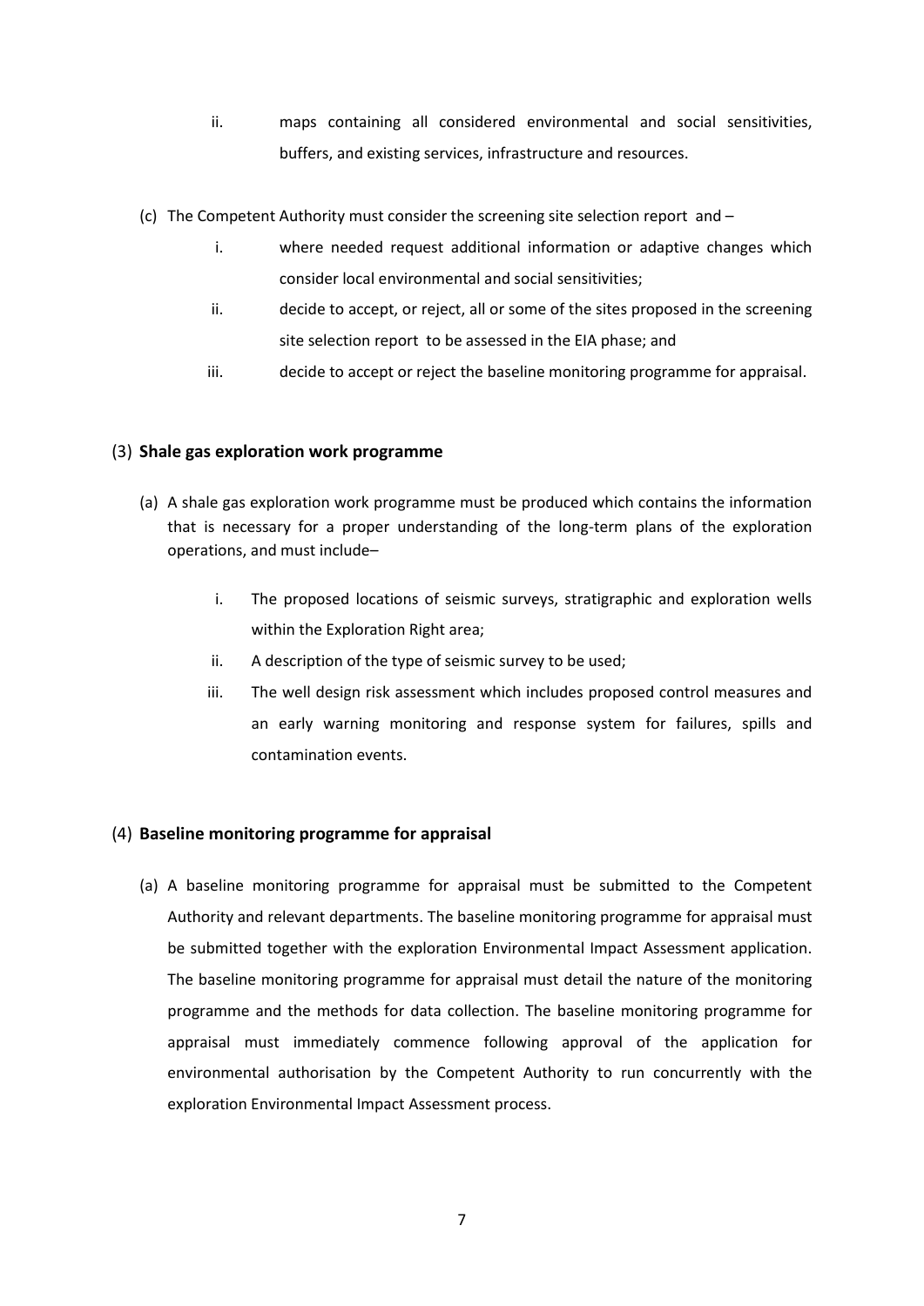ii. maps containing all considered environmental and social sensitivities, buffers, and existing services, infrastructure and resources.

(c) The Competent Authority must consider the screening site selection report and –

i. where needed request additional information or adaptive changes which consider local environmental and social sensitivities;

ii. decide to accept, or reject, all or some of the sites proposed in the screening site selection report to be assessed in the EIA phase; and

iii. decide to accept or reject the baseline monitoring programme for appraisal.

(3) **Shale gas exploration work programme**

(a) A shale gas exploration work programme must be produced which contains the information that is necessary for a proper understanding of the long-term plans of the exploration operations, and must include–

i. The proposed locations of seismic surveys, stratigraphic and exploration wells within the Exploration Right area;

ii. A description of the type of seismic survey to be used;

iii. The well design risk assessment which includes proposed control measures and an early warning monitoring and response system for failures, spills and contamination events.

(4) **Baseline monitoring programme for appraisal**

(a) A baseline monitoring programme for appraisal must be submitted to the Competent Authority and relevant departments. The baseline monitoring programme for appraisal must be submitted together with the exploration Environmental Impact Assessment application. The baseline monitoring programme for appraisal must detail the nature of the monitoring programme and the methods for data collection. The baseline monitoring programme for appraisal must immediately commence following approval of the application for environmental authorisation by the Competent Authority to run concurrently with the exploration Environmental Impact Assessment process.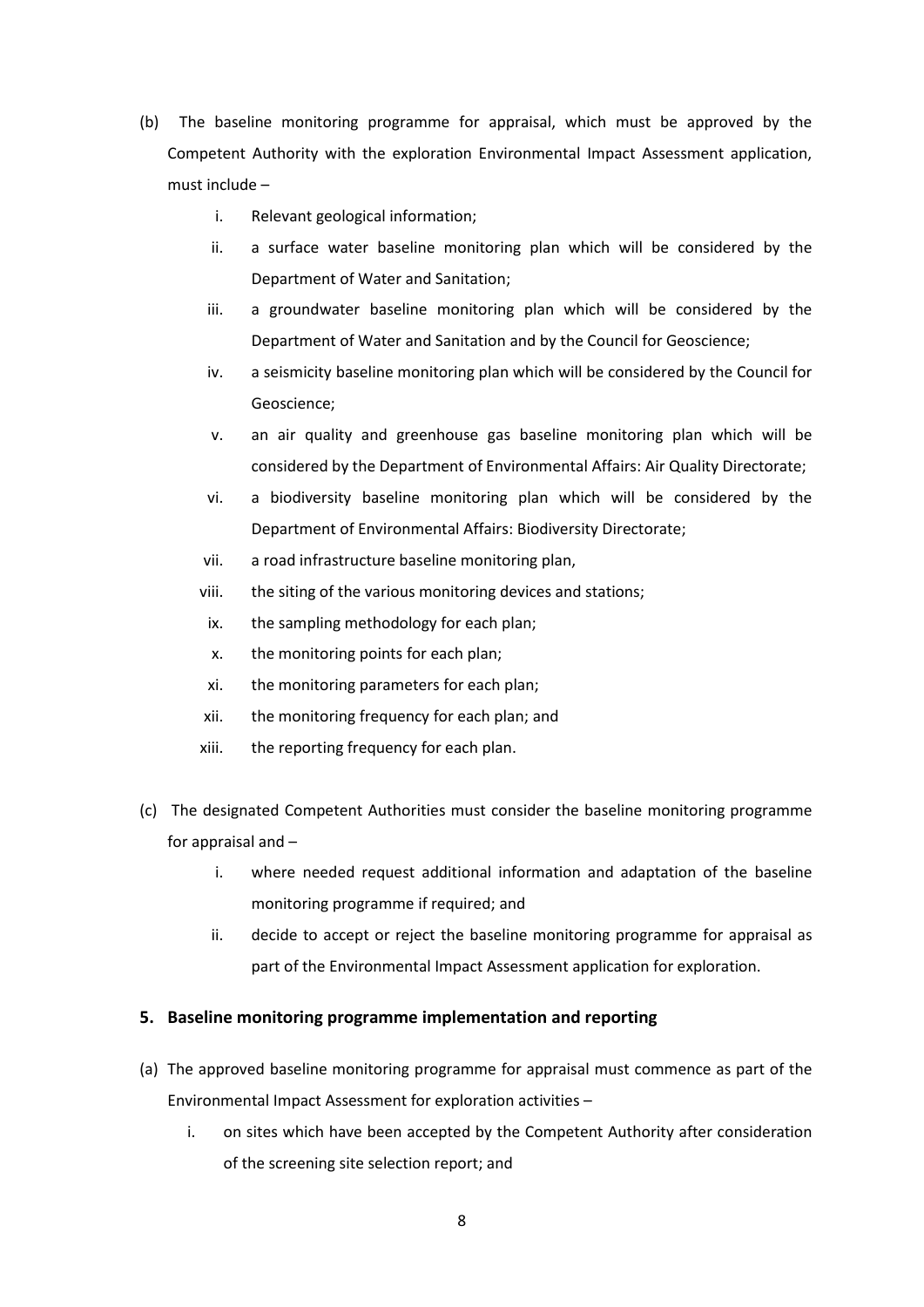(b) The baseline monitoring programme for appraisal, which must be approved by the Competent Authority with the exploration Environmental Impact Assessment application, must include –

i. Relevant geological information;

ii. a surface water baseline monitoring plan which will be considered by the Department of Water and Sanitation;

iii. a groundwater baseline monitoring plan which will be considered by the Department of Water and Sanitation and by the Council for Geoscience;

iv. a seismicity baseline monitoring plan which will be considered by the Council for Geoscience;

v. an air quality and greenhouse gas baseline monitoring plan which will be considered by the Department of Environmental Affairs: Air Quality Directorate;

vi. a biodiversity baseline monitoring plan which will be considered by the Department of Environmental Affairs: Biodiversity Directorate;

vii. a road infrastructure baseline monitoring plan,

viii. the siting of the various monitoring devices and stations;

ix. the sampling methodology for each plan;

x. the monitoring points for each plan;

xi. the monitoring parameters for each plan;

xii. the monitoring frequency for each plan; and

xiii. the reporting frequency for each plan.

(c) The designated Competent Authorities must consider the baseline monitoring programme for appraisal and –

i. where needed request additional information and adaptation of the baseline monitoring programme if required; and

ii. decide to accept or reject the baseline monitoring programme for appraisal as part of the Environmental Impact Assessment application for exploration.

## 5. Baseline monitoring programme implementation and reporting

(a) The approved baseline monitoring programme for appraisal must commence as part of the Environmental Impact Assessment for exploration activities –

i. on sites which have been accepted by the Competent Authority after consideration of the screening site selection report; and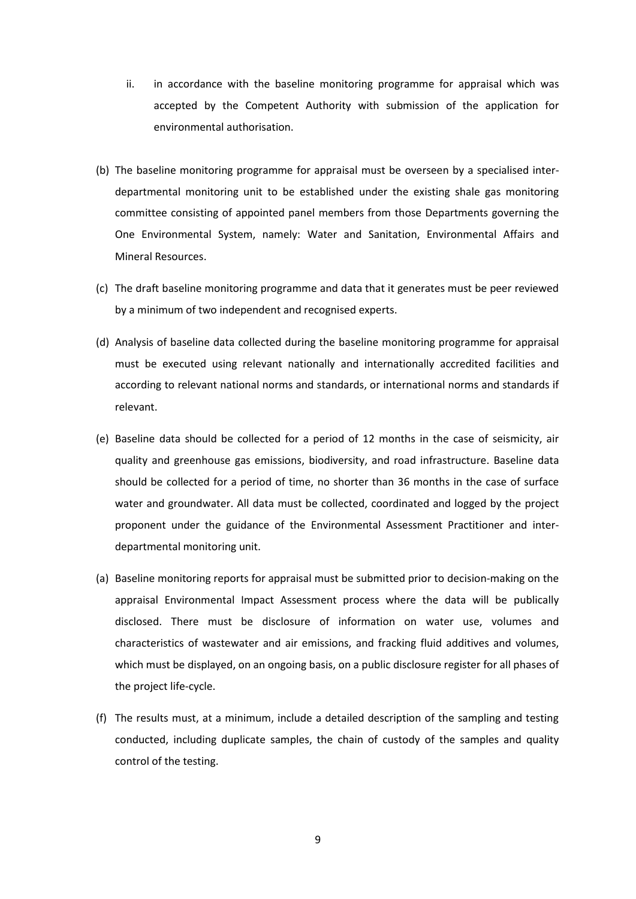ii. in accordance with the baseline monitoring programme for appraisal which was accepted by the Competent Authority with submission of the application for environmental authorisation.

(b) The baseline monitoring programme for appraisal must be overseen by a specialised inter-departmental monitoring unit to be established under the existing shale gas monitoring committee consisting of appointed panel members from those Departments governing the One Environmental System, namely: Water and Sanitation, Environmental Affairs and Mineral Resources.

(c) The draft baseline monitoring programme and data that it generates must be peer reviewed by a minimum of two independent and recognised experts.

(d) Analysis of baseline data collected during the baseline monitoring programme for appraisal must be executed using relevant nationally and internationally accredited facilities and according to relevant national norms and standards, or international norms and standards if relevant.

(e) Baseline data should be collected for a period of 12 months in the case of seismicity, air quality and greenhouse gas emissions, biodiversity, and road infrastructure. Baseline data should be collected for a period of time, no shorter than 36 months in the case of surface water and groundwater. All data must be collected, coordinated and logged by the project proponent under the guidance of the Environmental Assessment Practitioner and inter-departmental monitoring unit.

(a) Baseline monitoring reports for appraisal must be submitted prior to decision-making on the appraisal Environmental Impact Assessment process where the data will be publically disclosed. There must be disclosure of information on water use, volumes and characteristics of wastewater and air emissions, and fracking fluid additives and volumes, which must be displayed, on an ongoing basis, on a public disclosure register for all phases of the project life-cycle.

(f) The results must, at a minimum, include a detailed description of the sampling and testing conducted, including duplicate samples, the chain of custody of the samples and quality control of the testing.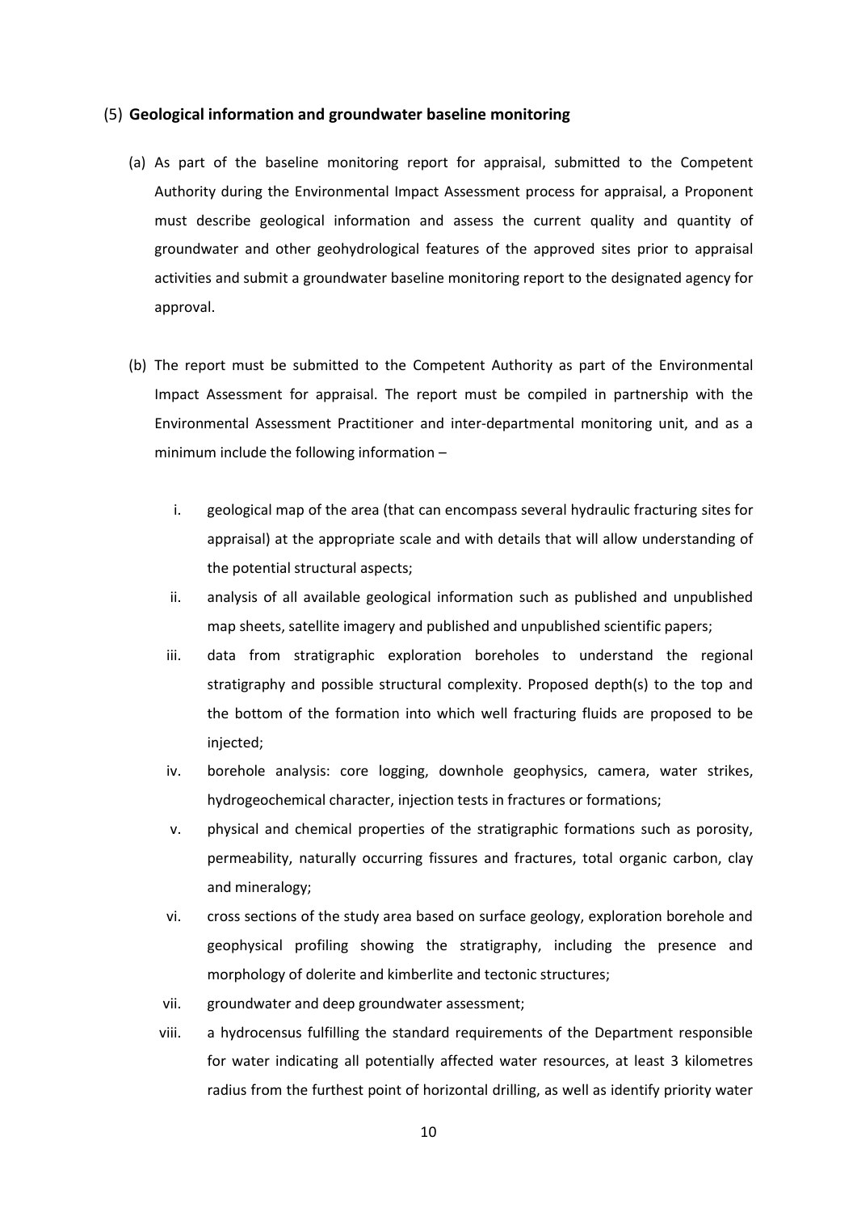(5) **Geological information and groundwater baseline monitoring**

(a) As part of the baseline monitoring report for appraisal, submitted to the Competent Authority during the Environmental Impact Assessment process for appraisal, a Proponent must describe geological information and assess the current quality and quantity of groundwater and other geohydrological features of the approved sites prior to appraisal activities and submit a groundwater baseline monitoring report to the designated agency for approval.

(b) The report must be submitted to the Competent Authority as part of the Environmental Impact Assessment for appraisal. The report must be compiled in partnership with the Environmental Assessment Practitioner and inter-departmental monitoring unit, and as a minimum include the following information –

i. geological map of the area (that can encompass several hydraulic fracturing sites for appraisal) at the appropriate scale and with details that will allow understanding of the potential structural aspects;

ii. analysis of all available geological information such as published and unpublished map sheets, satellite imagery and published and unpublished scientific papers;

iii. data from stratigraphic exploration boreholes to understand the regional stratigraphy and possible structural complexity. Proposed depth(s) to the top and the bottom of the formation into which well fracturing fluids are proposed to be injected;

iv. borehole analysis: core logging, downhole geophysics, camera, water strikes, hydrogeochemical character, injection tests in fractures or formations;

v. physical and chemical properties of the stratigraphic formations such as porosity, permeability, naturally occurring fissures and fractures, total organic carbon, clay and mineralogy;

vi. cross sections of the study area based on surface geology, exploration borehole and geophysical profiling showing the stratigraphy, including the presence and morphology of dolerite and kimberlite and tectonic structures;

vii. groundwater and deep groundwater assessment;

viii. a hydrocensus fulfilling the standard requirements of the Department responsible for water indicating all potentially affected water resources, at least 3 kilometres radius from the furthest point of horizontal drilling, as well as identify priority water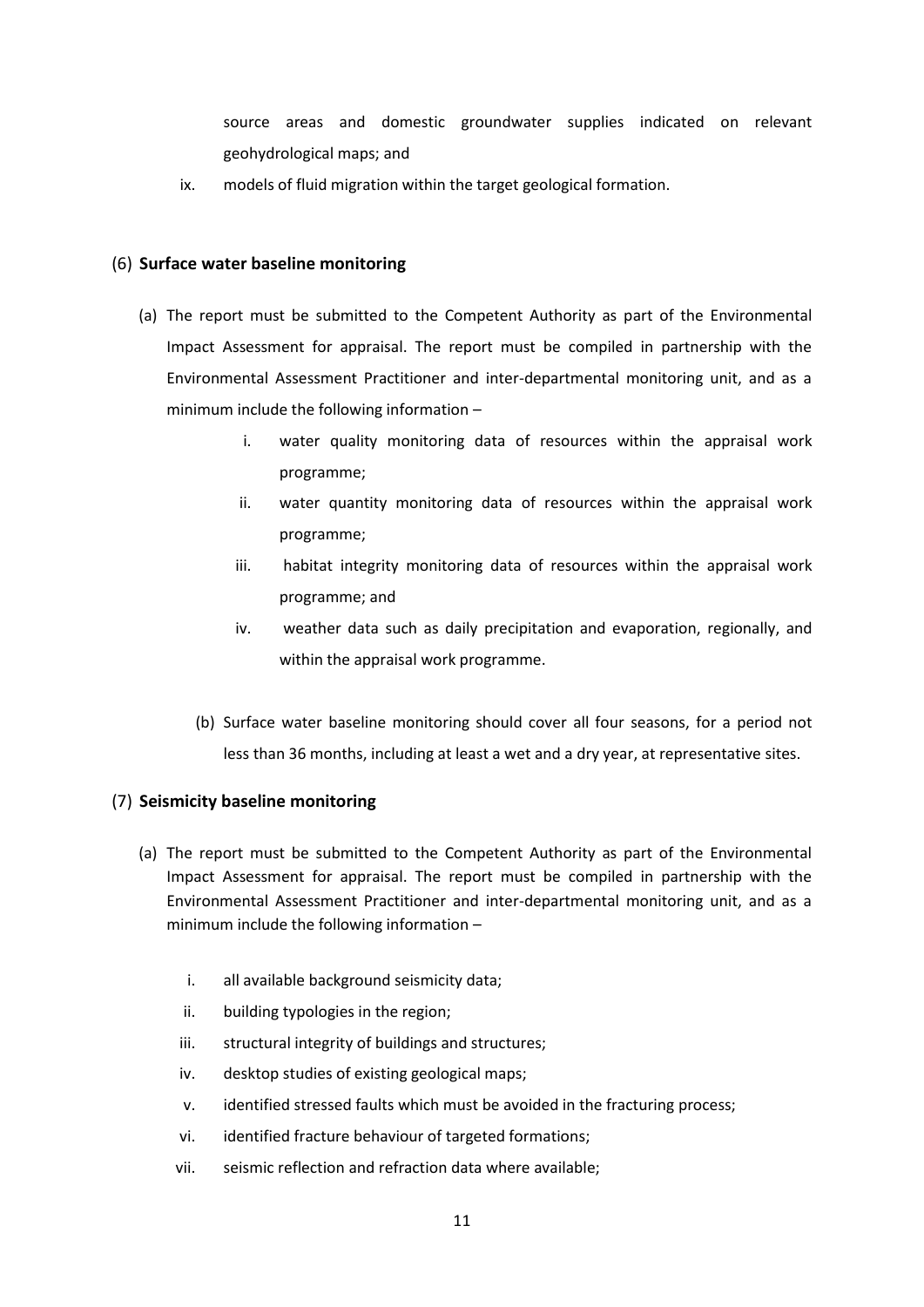source areas and domestic groundwater supplies indicated on relevant geohydrological maps; and

ix. models of fluid migration within the target geological formation.

(6) **Surface water baseline monitoring**

(a) The report must be submitted to the Competent Authority as part of the Environmental Impact Assessment for appraisal. The report must be compiled in partnership with the Environmental Assessment Practitioner and inter-departmental monitoring unit, and as a minimum include the following information –

i. water quality monitoring data of resources within the appraisal work programme;

ii. water quantity monitoring data of resources within the appraisal work programme;

iii. habitat integrity monitoring data of resources within the appraisal work programme; and

iv. weather data such as daily precipitation and evaporation, regionally, and within the appraisal work programme.

(b) Surface water baseline monitoring should cover all four seasons, for a period not less than 36 months, including at least a wet and a dry year, at representative sites.

(7) **Seismicity baseline monitoring**

(a) The report must be submitted to the Competent Authority as part of the Environmental Impact Assessment for appraisal. The report must be compiled in partnership with the Environmental Assessment Practitioner and inter-departmental monitoring unit, and as a minimum include the following information –

i. all available background seismicity data;

ii. building typologies in the region;

iii. structural integrity of buildings and structures;

iv. desktop studies of existing geological maps;

v. identified stressed faults which must be avoided in the fracturing process;

vi. identified fracture behaviour of targeted formations;

vii. seismic reflection and refraction data where available;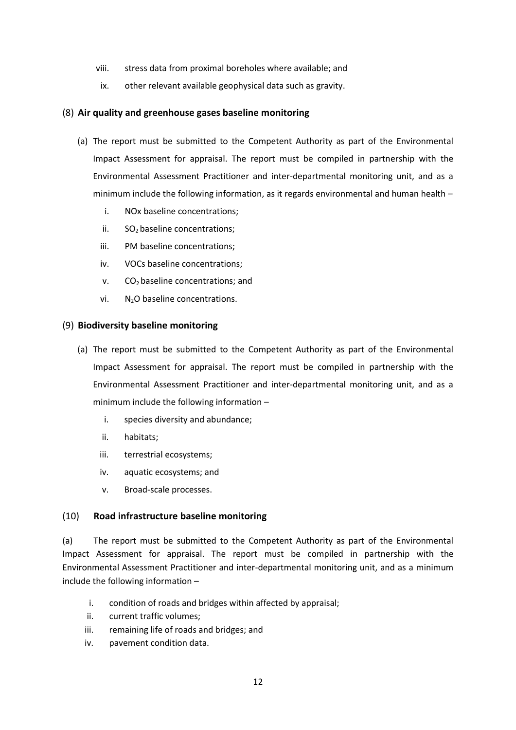viii. stress data from proximal boreholes where available; and

ix. other relevant available geophysical data such as gravity.

(8) **Air quality and greenhouse gases baseline monitoring**

(a) The report must be submitted to the Competent Authority as part of the Environmental Impact Assessment for appraisal. The report must be compiled in partnership with the Environmental Assessment Practitioner and inter-departmental monitoring unit, and as a minimum include the following information, as it regards environmental and human health –

i. NOx baseline concentrations;

ii. $SO_2$ baseline concentrations;

iii. PM baseline concentrations;

iv. VOCs baseline concentrations;

v. $CO_2$ baseline concentrations; and

vi. $N_2O$ baseline concentrations.

(9) **Biodiversity baseline monitoring**

(a) The report must be submitted to the Competent Authority as part of the Environmental Impact Assessment for appraisal. The report must be compiled in partnership with the Environmental Assessment Practitioner and inter-departmental monitoring unit, and as a minimum include the following information –

i. species diversity and abundance;

ii. habitats;

iii. terrestrial ecosystems;

iv. aquatic ecosystems; and

v. Broad-scale processes.

(10) **Road infrastructure baseline monitoring**

(a) The report must be submitted to the Competent Authority as part of the Environmental Impact Assessment for appraisal. The report must be compiled in partnership with the Environmental Assessment Practitioner and inter-departmental monitoring unit, and as a minimum include the following information –

i. condition of roads and bridges within affected by appraisal;

ii. current traffic volumes;

iii. remaining life of roads and bridges; and

iv. pavement condition data.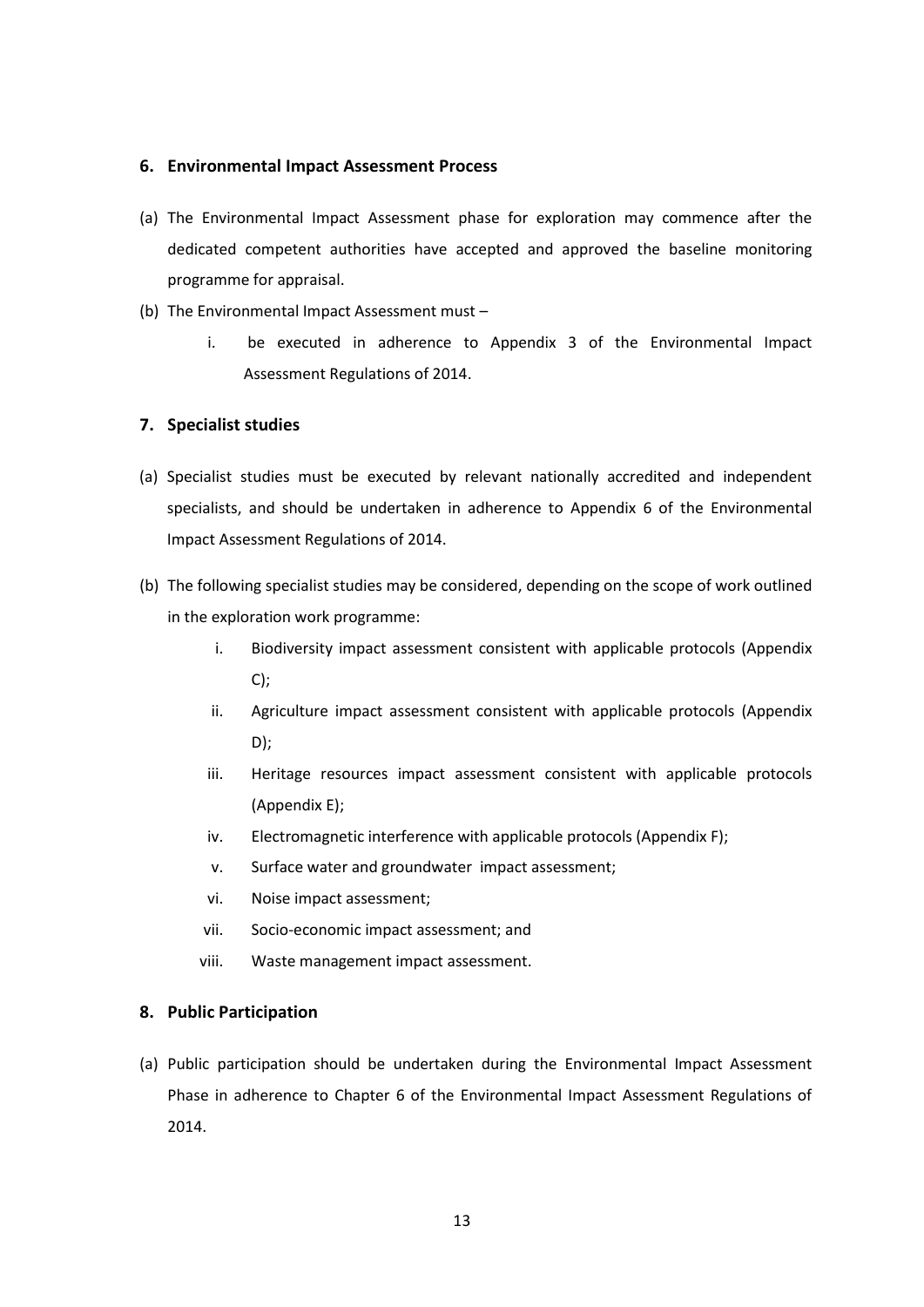## 6. Environmental Impact Assessment Process

(a) The Environmental Impact Assessment phase for exploration may commence after the dedicated competent authorities have accepted and approved the baseline monitoring programme for appraisal.

(b) The Environmental Impact Assessment must –

   i. be executed in adherence to Appendix 3 of the Environmental Impact Assessment Regulations of 2014.

## 7. Specialist studies

(a) Specialist studies must be executed by relevant nationally accredited and independent specialists, and should be undertaken in adherence to Appendix 6 of the Environmental Impact Assessment Regulations of 2014.

(b) The following specialist studies may be considered, depending on the scope of work outlined in the exploration work programme:

   i. Biodiversity impact assessment consistent with applicable protocols (Appendix C);
   ii. Agriculture impact assessment consistent with applicable protocols (Appendix D);
   iii. Heritage resources impact assessment consistent with applicable protocols (Appendix E);
   iv. Electromagnetic interference with applicable protocols (Appendix F);
   v. Surface water and groundwater impact assessment;
   vi. Noise impact assessment;
   vii. Socio-economic impact assessment; and
   viii. Waste management impact assessment.

## 8. Public Participation

(a) Public participation should be undertaken during the Environmental Impact Assessment Phase in adherence to Chapter 6 of the Environmental Impact Assessment Regulations of 2014.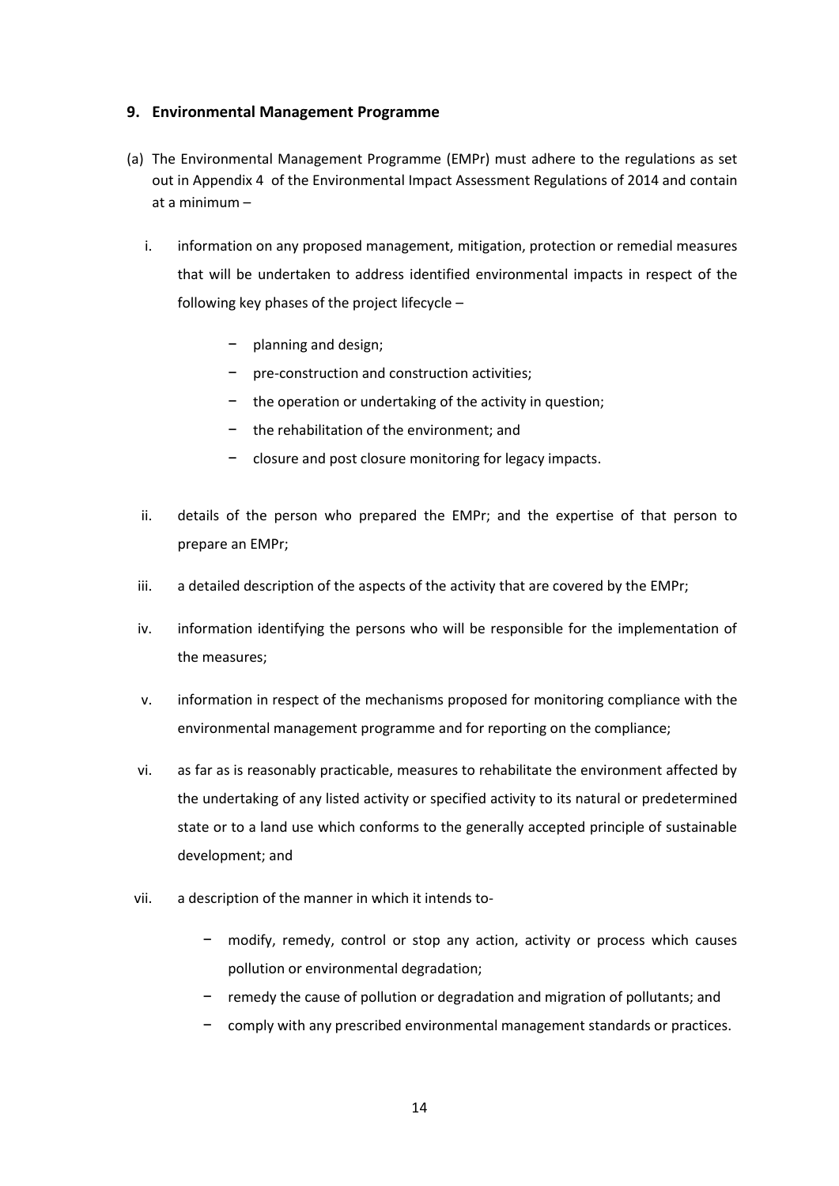## 9. Environmental Management Programme

(a) The Environmental Management Programme (EMPr) must adhere to the regulations as set out in Appendix 4 of the Environmental Impact Assessment Regulations of 2014 and contain at a minimum –

i. information on any proposed management, mitigation, protection or remedial measures that will be undertaken to address identified environmental impacts in respect of the following key phases of the project lifecycle –

   - planning and design;
   - pre-construction and construction activities;
   - the operation or undertaking of the activity in question;
   - the rehabilitation of the environment; and
   - closure and post closure monitoring for legacy impacts.

ii. details of the person who prepared the EMPr; and the expertise of that person to prepare an EMPr;

iii. a detailed description of the aspects of the activity that are covered by the EMPr;

iv. information identifying the persons who will be responsible for the implementation of the measures;

v. information in respect of the mechanisms proposed for monitoring compliance with the environmental management programme and for reporting on the compliance;

vi. as far as is reasonably practicable, measures to rehabilitate the environment affected by the undertaking of any listed activity or specified activity to its natural or predetermined state or to a land use which conforms to the generally accepted principle of sustainable development; and

vii. a description of the manner in which it intends to-

   - modify, remedy, control or stop any action, activity or process which causes pollution or environmental degradation;
   - remedy the cause of pollution or degradation and migration of pollutants; and
   - comply with any prescribed environmental management standards or practices.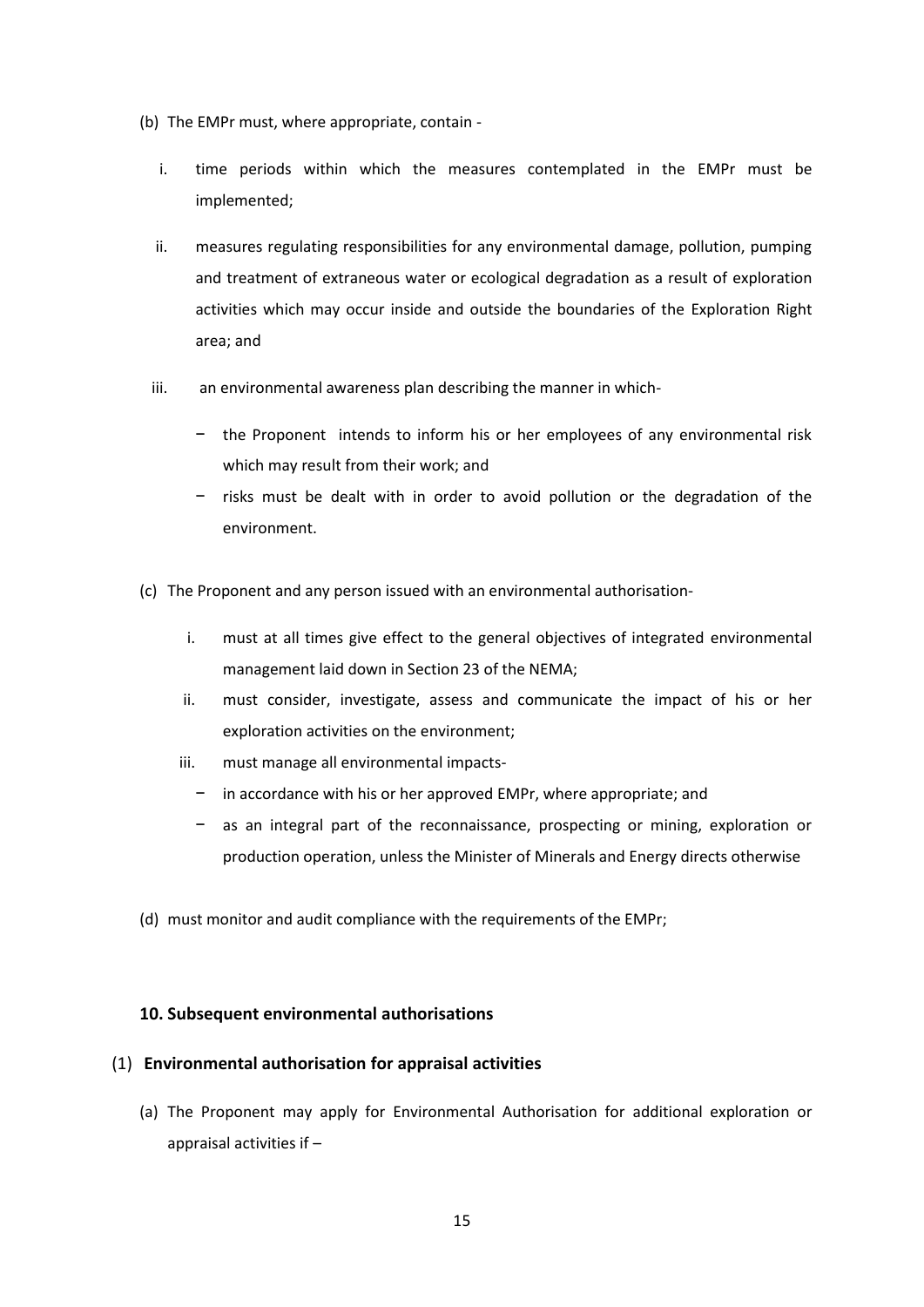(b) The EMPr must, where appropriate, contain -

  i. time periods within which the measures contemplated in the EMPr must be implemented;

  ii. measures regulating responsibilities for any environmental damage, pollution, pumping and treatment of extraneous water or ecological degradation as a result of exploration activities which may occur inside and outside the boundaries of the Exploration Right area; and

  iii. an environmental awareness plan describing the manner in which-

    − the Proponent intends to inform his or her employees of any environmental risk which may result from their work; and

    − risks must be dealt with in order to avoid pollution or the degradation of the environment.

(c) The Proponent and any person issued with an environmental authorisation-

  i. must at all times give effect to the general objectives of integrated environmental management laid down in Section 23 of the NEMA;

  ii. must consider, investigate, assess and communicate the impact of his or her exploration activities on the environment;

  iii. must manage all environmental impacts-

    − in accordance with his or her approved EMPr, where appropriate; and

    − as an integral part of the reconnaissance, prospecting or mining, exploration or production operation, unless the Minister of Minerals and Energy directs otherwise

(d) must monitor and audit compliance with the requirements of the EMPr;

### 10. Subsequent environmental authorisations

#### (1) Environmental authorisation for appraisal activities

(a) The Proponent may apply for Environmental Authorisation for additional exploration or appraisal activities if –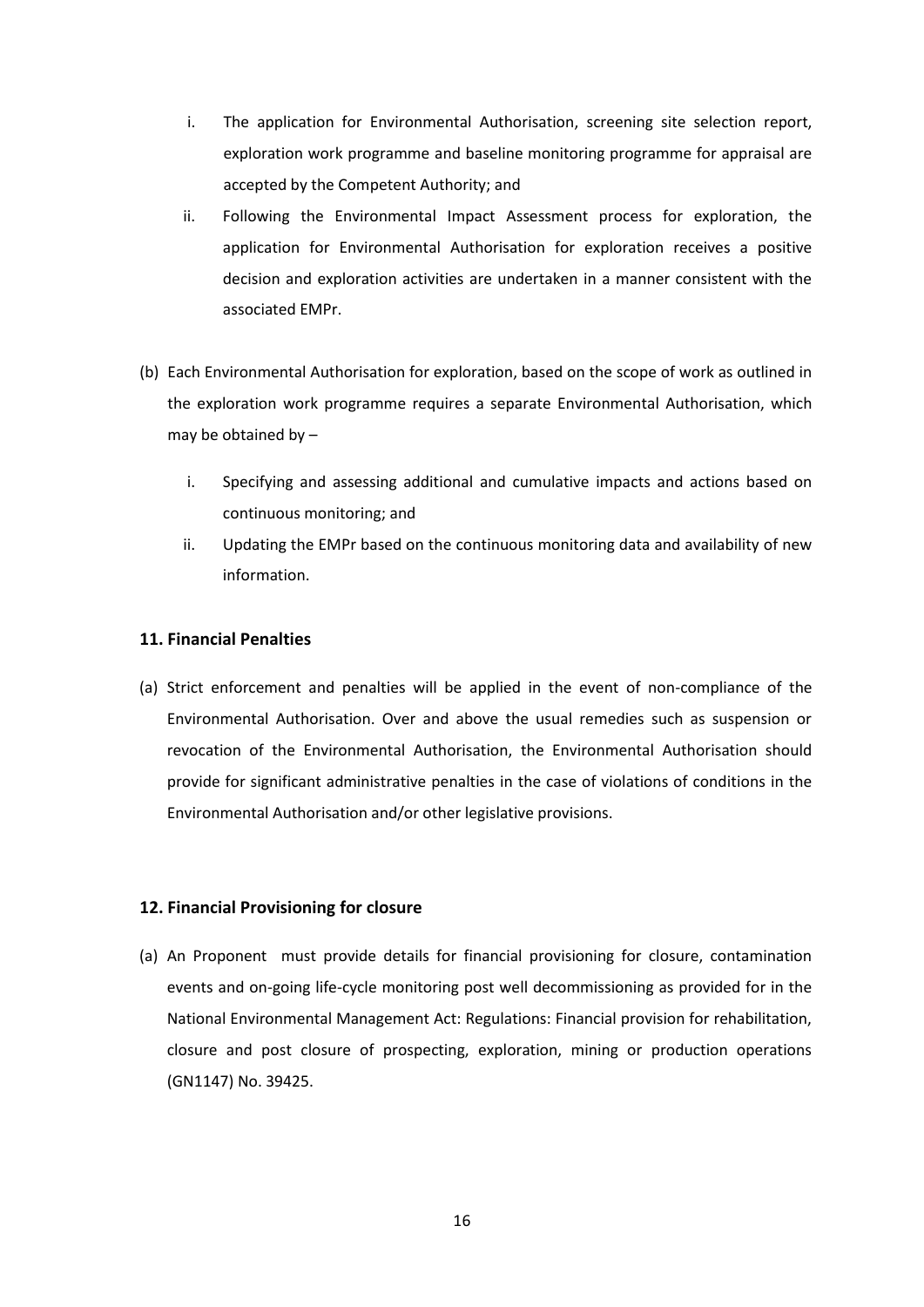i. The application for Environmental Authorisation, screening site selection report, exploration work programme and baseline monitoring programme for appraisal are accepted by the Competent Authority; and

   ii. Following the Environmental Impact Assessment process for exploration, the application for Environmental Authorisation for exploration receives a positive decision and exploration activities are undertaken in a manner consistent with the associated EMPr.

(b) Each Environmental Authorisation for exploration, based on the scope of work as outlined in the exploration work programme requires a separate Environmental Authorisation, which may be obtained by –

   i. Specifying and assessing additional and cumulative impacts and actions based on continuous monitoring; and

   ii. Updating the EMPr based on the continuous monitoring data and availability of new information.

### 11. Financial Penalties

(a) Strict enforcement and penalties will be applied in the event of non-compliance of the Environmental Authorisation. Over and above the usual remedies such as suspension or revocation of the Environmental Authorisation, the Environmental Authorisation should provide for significant administrative penalties in the case of violations of conditions in the Environmental Authorisation and/or other legislative provisions.

### 12. Financial Provisioning for closure

(a) An Proponent must provide details for financial provisioning for closure, contamination events and on-going life-cycle monitoring post well decommissioning as provided for in the National Environmental Management Act: Regulations: Financial provision for rehabilitation, closure and post closure of prospecting, exploration, mining or production operations (GN1147) No. 39425.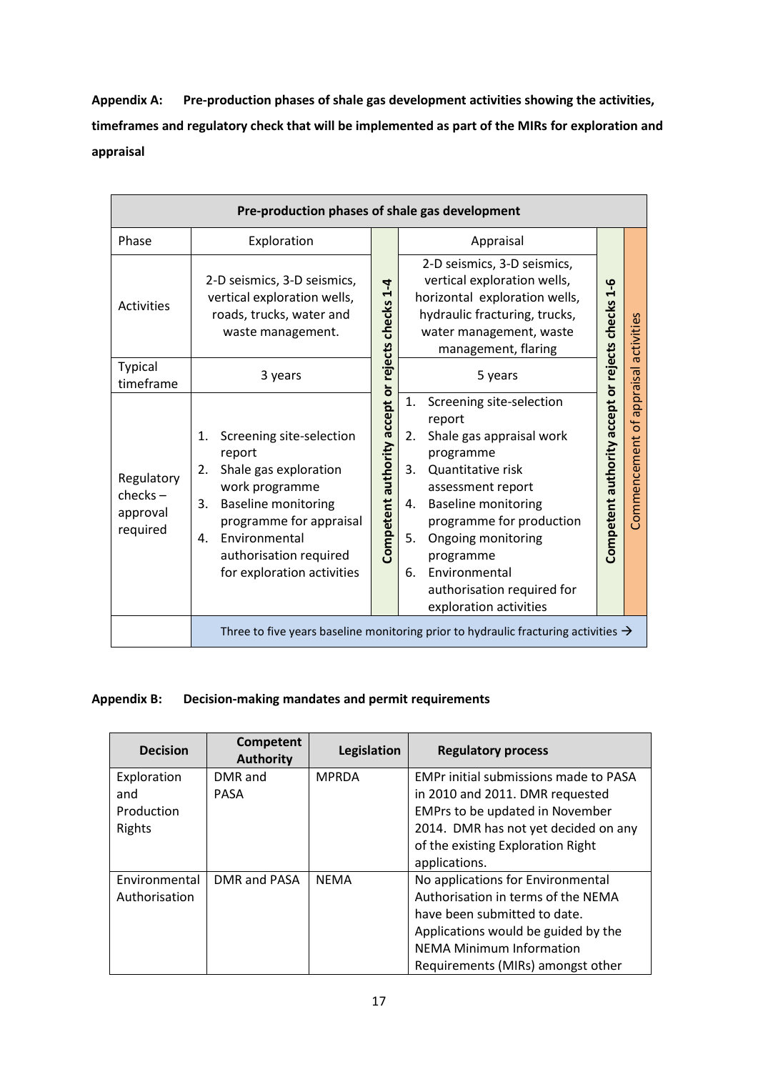**Appendix A: Pre-production phases of shale gas development activities showing the activities, timeframes and regulatory check that will be implemented as part of the MIRs for exploration and appraisal**

| Pre-production phases of shale gas development | | | | | |
|---|---|---|---|---|---|
| Phase | Exploration | Competent authority accept or rejects checks 1-4 | Appraisal | Competent authority accept or rejects checks 1-6 | Commencement of appraisal activities |
| Activities | 2-D seismics, 3-D seismics, vertical exploration wells, roads, trucks, water and waste management. | | 2-D seismics, 3-D seismics, vertical exploration wells, horizontal exploration wells, hydraulic fracturing, trucks, water management, waste management, flaring | | |
| Typical timeframe | 3 years | | 5 years | | |
| Regulatory checks – approval required | 1. Screening site-selection report<br>2. Shale gas exploration work programme<br>3. Baseline monitoring programme for appraisal<br>4. Environmental authorisation required for exploration activities | | 1. Screening site-selection report<br>2. Shale gas appraisal work programme<br>3. Quantitative risk assessment report<br>4. Baseline monitoring programme for production<br>5. Ongoing monitoring programme<br>6. Environmental authorisation required for exploration activities | | |
| | Three to five years baseline monitoring prior to hydraulic fracturing activities → | | | | |

**Appendix B: Decision-making mandates and permit requirements**

| Decision | Competent Authority | Legislation | Regulatory process |
|---|---|---|---|
| Exploration and Production Rights | DMR and PASA | MPRDA | EMPr initial submissions made to PASA in 2010 and 2011. DMR requested EMPrs to be updated in November 2014. DMR has not yet decided on any of the existing Exploration Right applications. |
| Environmental Authorisation | DMR and PASA | NEMA | No applications for Environmental Authorisation in terms of the NEMA have been submitted to date. Applications would be guided by the NEMA Minimum Information Requirements (MIRs) amongst other |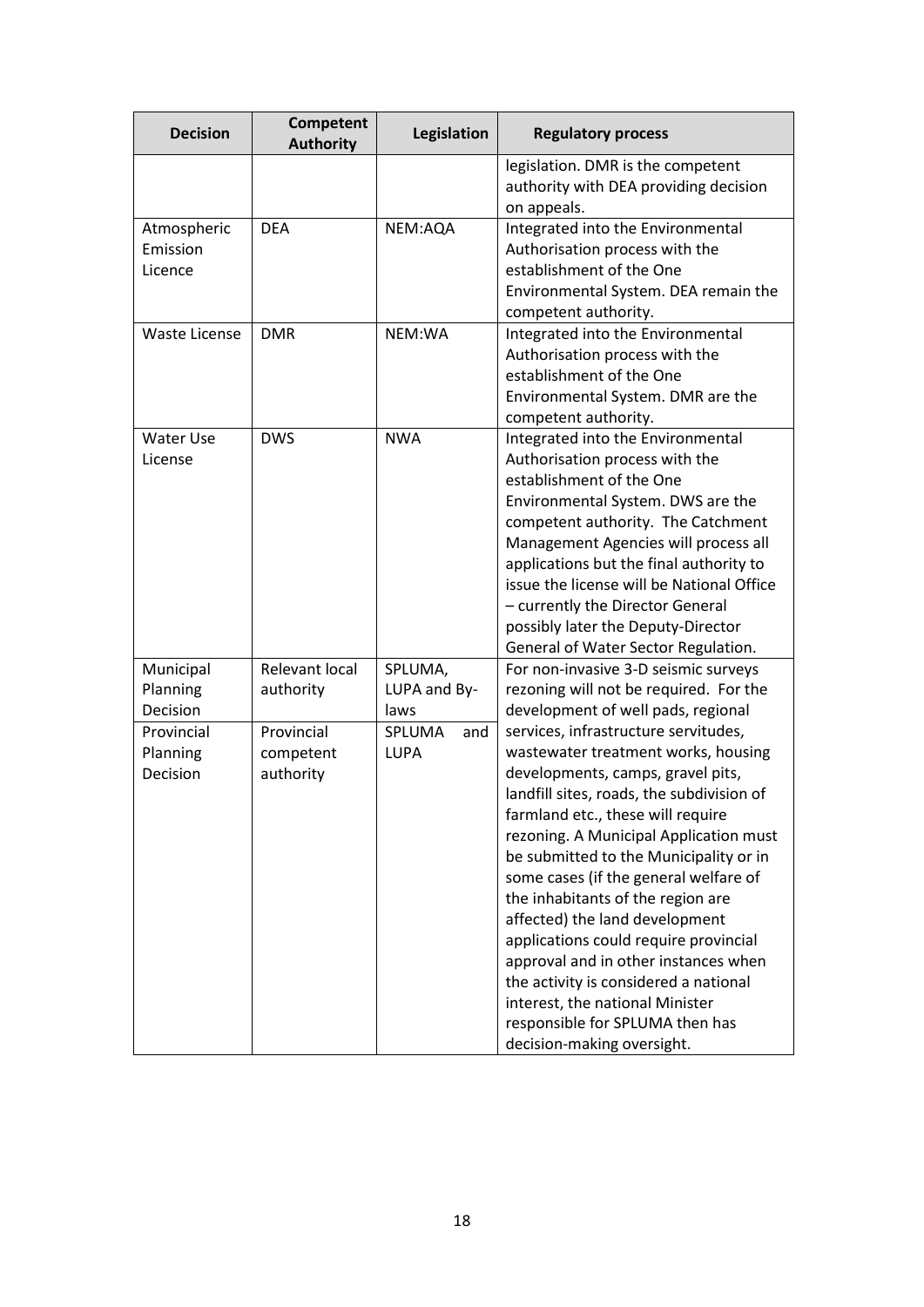| Decision | Competent Authority | Legislation | Regulatory process |
|---|---|---|---|
| | | | legislation. DMR is the competent authority with DEA providing decision on appeals. |
| Atmospheric Emission Licence | DEA | NEM:AQA | Integrated into the Environmental Authorisation process with the establishment of the One Environmental System. DEA remain the competent authority. |
| Waste License | DMR | NEM:WA | Integrated into the Environmental Authorisation process with the establishment of the One Environmental System. DMR are the competent authority. |
| Water Use License | DWS | NWA | Integrated into the Environmental Authorisation process with the establishment of the One Environmental System. DWS are the competent authority. The Catchment Management Agencies will process all applications but the final authority to issue the license will be National Office – currently the Director General possibly later the Deputy-Director General of Water Sector Regulation. |
| Municipal Planning Decision | Relevant local authority | SPLUMA, LUPA and By-laws | For non-invasive 3-D seismic surveys rezoning will not be required. For the development of well pads, regional services, infrastructure servitudes, wastewater treatment works, housing developments, camps, gravel pits, landfill sites, roads, the subdivision of farmland etc., these will require rezoning. A Municipal Application must be submitted to the Municipality or in some cases (if the general welfare of the inhabitants of the region are affected) the land development applications could require provincial approval and in other instances when the activity is considered a national interest, the national Minister responsible for SPLUMA then has decision-making oversight. |
| Provincial Planning Decision | Provincial competent authority | SPLUMA and LUPA | |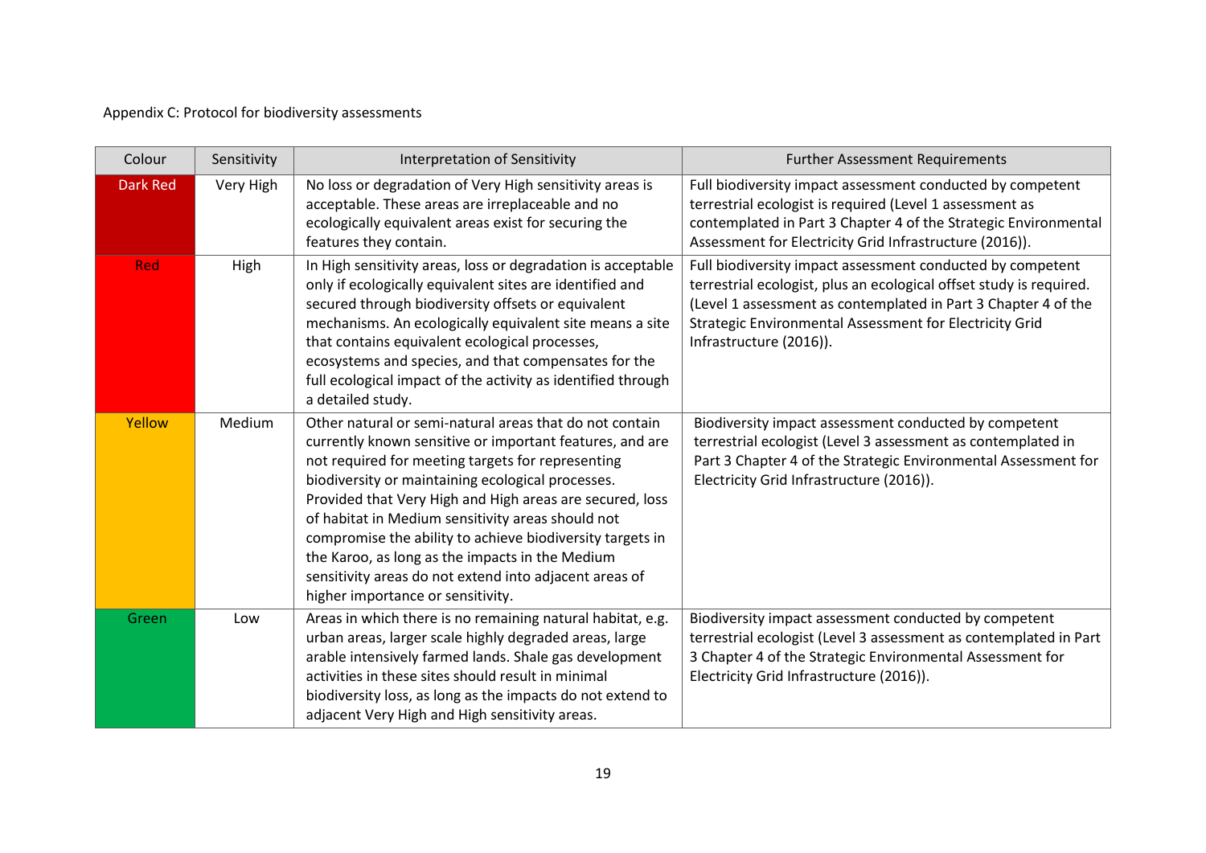Appendix C: Protocol for biodiversity assessments

| Colour | Sensitivity | Interpretation of Sensitivity | Further Assessment Requirements |
|---|---|---|---|
| Dark Red | Very High | No loss or degradation of Very High sensitivity areas is acceptable. These areas are irreplaceable and no ecologically equivalent areas exist for securing the features they contain. | Full biodiversity impact assessment conducted by competent terrestrial ecologist is required (Level 1 assessment as contemplated in Part 3 Chapter 4 of the Strategic Environmental Assessment for Electricity Grid Infrastructure (2016)). |
| Red | High | In High sensitivity areas, loss or degradation is acceptable only if ecologically equivalent sites are identified and secured through biodiversity offsets or equivalent mechanisms. An ecologically equivalent site means a site that contains equivalent ecological processes, ecosystems and species, and that compensates for the full ecological impact of the activity as identified through a detailed study. | Full biodiversity impact assessment conducted by competent terrestrial ecologist, plus an ecological offset study is required. (Level 1 assessment as contemplated in Part 3 Chapter 4 of the Strategic Environmental Assessment for Electricity Grid Infrastructure (2016)). |
| Yellow | Medium | Other natural or semi-natural areas that do not contain currently known sensitive or important features, and are not required for meeting targets for representing biodiversity or maintaining ecological processes. Provided that Very High and High areas are secured, loss of habitat in Medium sensitivity areas should not compromise the ability to achieve biodiversity targets in the Karoo, as long as the impacts in the Medium sensitivity areas do not extend into adjacent areas of higher importance or sensitivity. | Biodiversity impact assessment conducted by competent terrestrial ecologist (Level 3 assessment as contemplated in Part 3 Chapter 4 of the Strategic Environmental Assessment for Electricity Grid Infrastructure (2016)). |
| Green | Low | Areas in which there is no remaining natural habitat, e.g. urban areas, larger scale highly degraded areas, large arable intensively farmed lands. Shale gas development activities in these sites should result in minimal biodiversity loss, as long as the impacts do not extend to adjacent Very High and High sensitivity areas. | Biodiversity impact assessment conducted by competent terrestrial ecologist (Level 3 assessment as contemplated in Part 3 Chapter 4 of the Strategic Environmental Assessment for Electricity Grid Infrastructure (2016)). |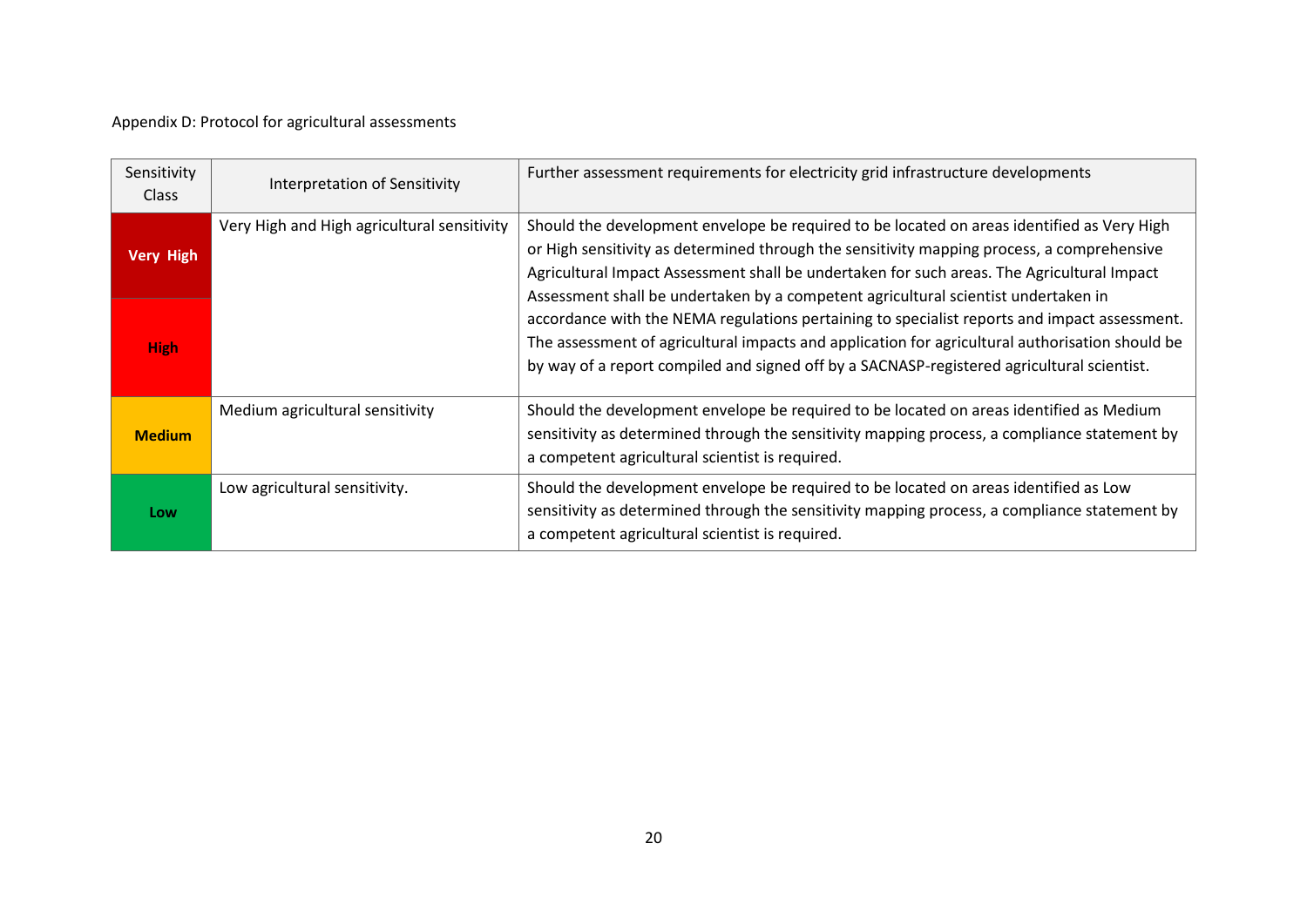Appendix D: Protocol for agricultural assessments

| Sensitivity Class | Interpretation of Sensitivity | Further assessment requirements for electricity grid infrastructure developments |
|---|---|---|
| **Very High** | Very High and High agricultural sensitivity | Should the development envelope be required to be located on areas identified as Very High or High sensitivity as determined through the sensitivity mapping process, a comprehensive Agricultural Impact Assessment shall be undertaken for such areas. The Agricultural Impact Assessment shall be undertaken by a competent agricultural scientist undertaken in accordance with the NEMA regulations pertaining to specialist reports and impact assessment. The assessment of agricultural impacts and application for agricultural authorisation should be by way of a report compiled and signed off by a SACNASP-registered agricultural scientist. |
| **High** | | |
| **Medium** | Medium agricultural sensitivity | Should the development envelope be required to be located on areas identified as Medium sensitivity as determined through the sensitivity mapping process, a compliance statement by a competent agricultural scientist is required. |
| **Low** | Low agricultural sensitivity. | Should the development envelope be required to be located on areas identified as Low sensitivity as determined through the sensitivity mapping process, a compliance statement by a competent agricultural scientist is required. |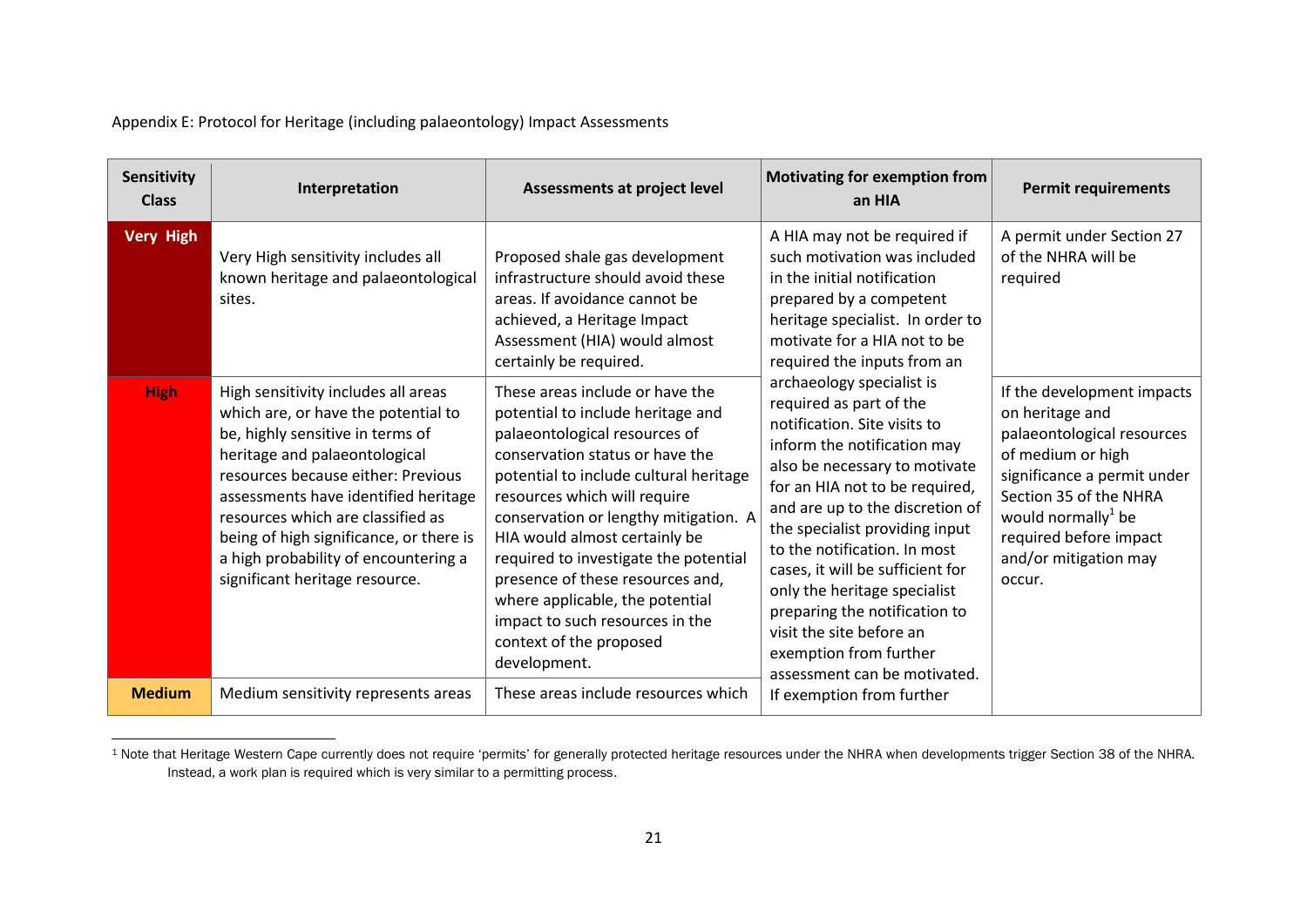Appendix E: Protocol for Heritage (including palaeontology) Impact Assessments

| Sensitivity Class | Interpretation | Assessments at project level | Motivating for exemption from an HIA | Permit requirements |
|---|---|---|---|---|
| **Very High** | Very High sensitivity includes all known heritage and palaeontological sites. | Proposed shale gas development infrastructure should avoid these areas. If avoidance cannot be achieved, a Heritage Impact Assessment (HIA) would almost certainly be required. | A HIA may not be required if such motivation was included in the initial notification prepared by a competent heritage specialist. In order to motivate for a HIA not to be required the inputs from an archaeology specialist is required as part of the notification. Site visits to inform the notification may also be necessary to motivate for an HIA not to be required, and are up to the discretion of the specialist providing input to the notification. In most cases, it will be sufficient for only the heritage specialist preparing the notification to visit the site before an exemption from further assessment can be motivated. If exemption from further | A permit under Section 27 of the NHRA will be required |
| **High** | High sensitivity includes all areas which are, or have the potential to be, highly sensitive in terms of heritage and palaeontological resources because either: Previous assessments have identified heritage resources which are classified as being of high significance, or there is a high probability of encountering a significant heritage resource. | These areas include or have the potential to include heritage and palaeontological resources of conservation status or have the potential to include cultural heritage resources which will require conservation or lengthy mitigation. A HIA would almost certainly be required to investigate the potential presence of these resources and, where applicable, the potential impact to such resources in the context of the proposed development. | | If the development impacts on heritage and palaeontological resources of medium or high significance a permit under Section 35 of the NHRA would normally[1] be required before impact and/or mitigation may occur. |
| **Medium** | Medium sensitivity represents areas | These areas include resources which | | |

[1] Note that Heritage Western Cape currently does not require 'permits' for generally protected heritage resources under the NHRA when developments trigger Section 38 of the NHRA. Instead, a work plan is required which is very similar to a permitting process.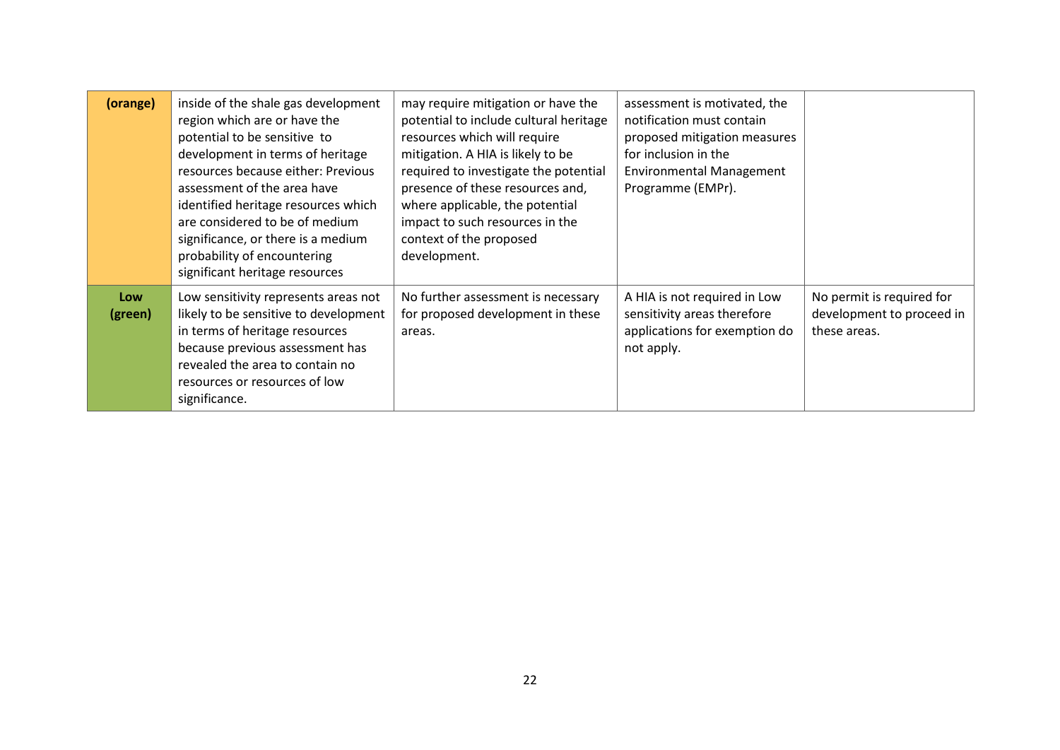| | | | | |
|---|---|---|---|---|
| **(orange)** | inside of the shale gas development region which are or have the potential to be sensitive to development in terms of heritage resources because either: Previous assessment of the area have identified heritage resources which are considered to be of medium significance, or there is a medium probability of encountering significant heritage resources | may require mitigation or have the potential to include cultural heritage resources which will require mitigation. A HIA is likely to be required to investigate the potential presence of these resources and, where applicable, the potential impact to such resources in the context of the proposed development. | assessment is motivated, the notification must contain proposed mitigation measures for inclusion in the Environmental Management Programme (EMPr). | |
| **Low (green)** | Low sensitivity represents areas not likely to be sensitive to development in terms of heritage resources because previous assessment has revealed the area to contain no resources or resources of low significance. | No further assessment is necessary for proposed development in these areas. | A HIA is not required in Low sensitivity areas therefore applications for exemption do not apply. | No permit is required for development to proceed in these areas. |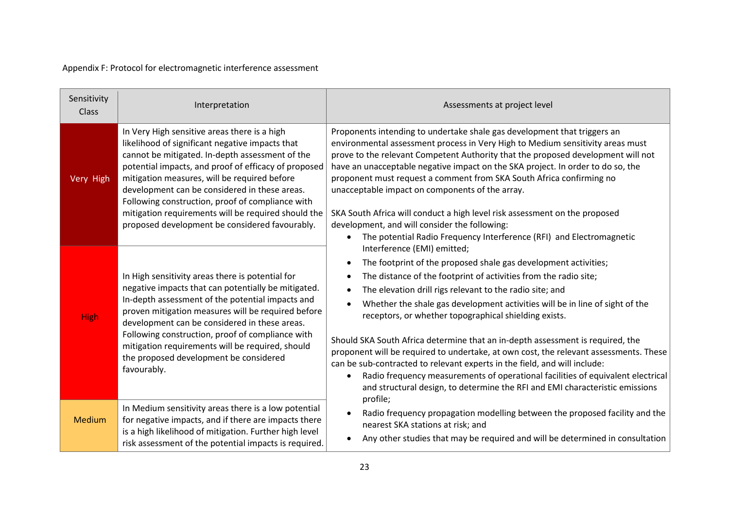Appendix F: Protocol for electromagnetic interference assessment

| Sensitivity Class | Interpretation | Assessments at project level |
| --- | --- | --- |
| Very High | In Very High sensitive areas there is a high likelihood of significant negative impacts that cannot be mitigated. In-depth assessment of the potential impacts, and proof of efficacy of proposed mitigation measures, will be required before development can be considered in these areas. Following construction, proof of compliance with mitigation requirements will be required should the proposed development be considered favourably. | Proponents intending to undertake shale gas development that triggers an environmental assessment process in Very High to Medium sensitivity areas must prove to the relevant Competent Authority that the proposed development will not have an unacceptable negative impact on the SKA project. In order to do so, the proponent must request a comment from SKA South Africa confirming no unacceptable impact on components of the array.<br><br>SKA South Africa will conduct a high level risk assessment on the proposed development, and will consider the following:<br>• The potential Radio Frequency Interference (RFI) and Electromagnetic Interference (EMI) emitted;<br>• The footprint of the proposed shale gas development activities;<br>• The distance of the footprint of activities from the radio site;<br>• The elevation drill rigs relevant to the radio site; and<br>• Whether the shale gas development activities will be in line of sight of the receptors, or whether topographical shielding exists.<br><br>Should SKA South Africa determine that an in-depth assessment is required, the proponent will be required to undertake, at own cost, the relevant assessments. These can be sub-contracted to relevant experts in the field, and will include:<br>• Radio frequency measurements of operational facilities of equivalent electrical and structural design, to determine the RFI and EMI characteristic emissions profile;<br>• Radio frequency propagation modelling between the proposed facility and the nearest SKA stations at risk; and<br>• Any other studies that may be required and will be determined in consultation |
| High | In High sensitivity areas there is potential for negative impacts that can potentially be mitigated. In-depth assessment of the potential impacts and proven mitigation measures will be required before development can be considered in these areas. Following construction, proof of compliance with mitigation requirements will be required, should the proposed development be considered favourably. | |
| Medium | In Medium sensitivity areas there is a low potential for negative impacts, and if there are impacts there is a high likelihood of mitigation. Further high level risk assessment of the potential impacts is required. | |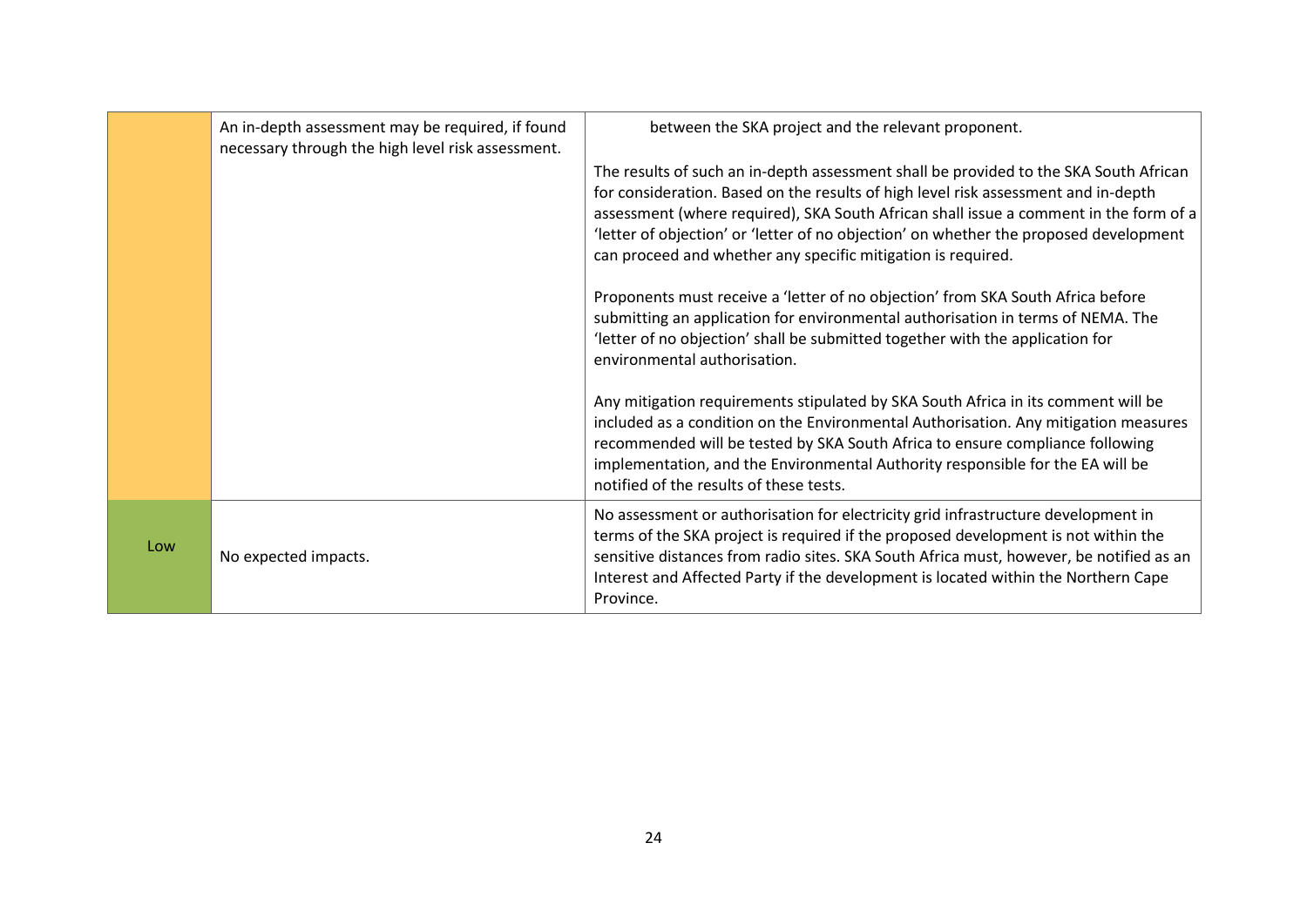| | | |
|---|---|---|
| | An in-depth assessment may be required, if found necessary through the high level risk assessment. | between the SKA project and the relevant proponent.<br><br>The results of such an in-depth assessment shall be provided to the SKA South African for consideration. Based on the results of high level risk assessment and in-depth assessment (where required), SKA South African shall issue a comment in the form of a 'letter of objection' or 'letter of no objection' on whether the proposed development can proceed and whether any specific mitigation is required.<br><br>Proponents must receive a 'letter of no objection' from SKA South Africa before submitting an application for environmental authorisation in terms of NEMA. The 'letter of no objection' shall be submitted together with the application for environmental authorisation.<br><br>Any mitigation requirements stipulated by SKA South Africa in its comment will be included as a condition on the Environmental Authorisation. Any mitigation measures recommended will be tested by SKA South Africa to ensure compliance following implementation, and the Environmental Authority responsible for the EA will be notified of the results of these tests. |
| Low | No expected impacts. | No assessment or authorisation for electricity grid infrastructure development in terms of the SKA project is required if the proposed development is not within the sensitive distances from radio sites. SKA South Africa must, however, be notified as an Interest and Affected Party if the development is located within the Northern Cape Province. |